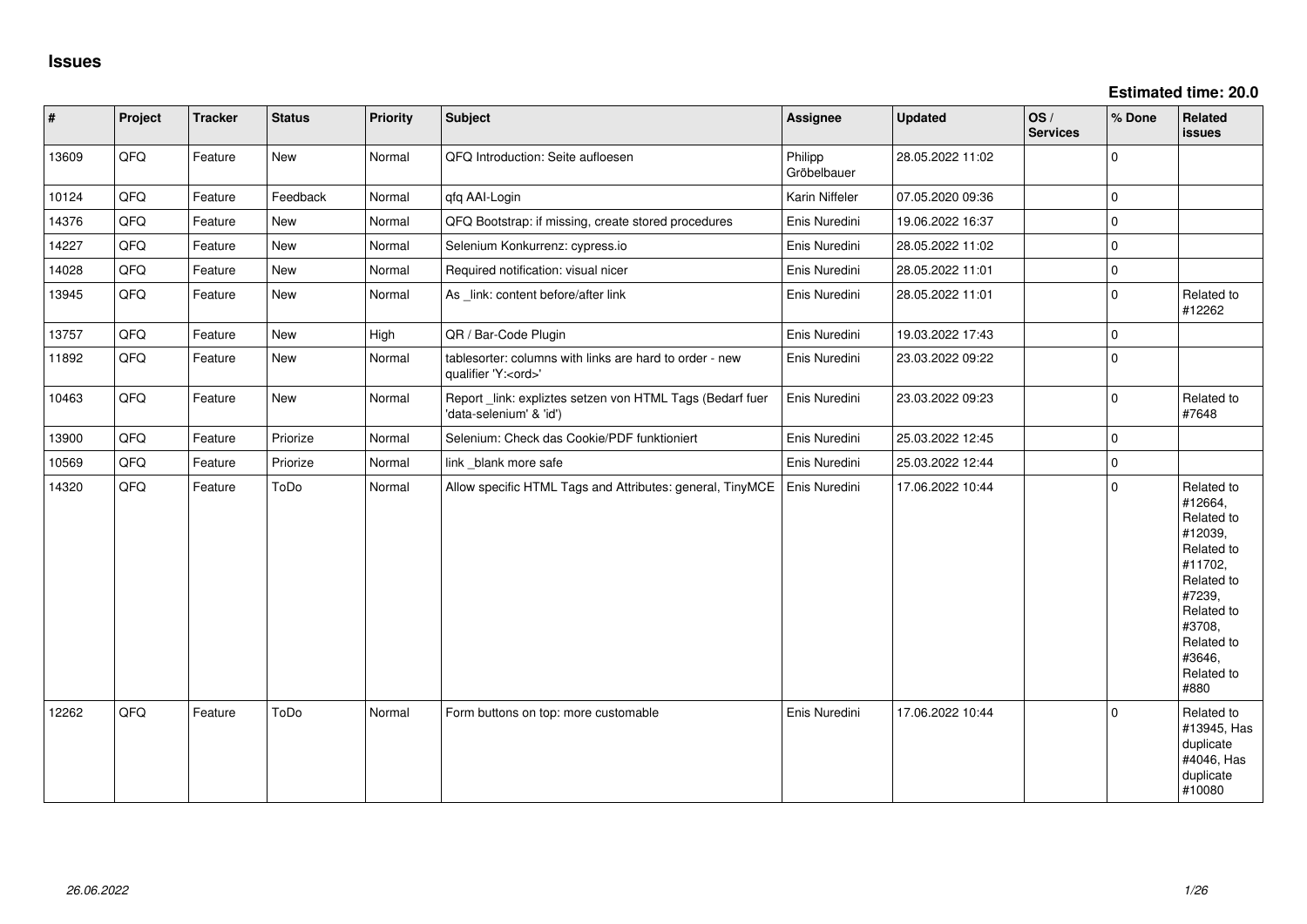# Issues

**Estimated time: 20.0**

| # | Project | Tracker | Status | Priority | Subject | Assignee | Updated | OS / Services | % Done | Related issues |
|---|---|---|---|---|---|---|---|---|---|---|
| 13609 | QFQ | Feature | New | Normal | QFQ Introduction: Seite aufloesen | Philipp Gröbelbauer | 28.05.2022 11:02 | | 0 | |
| 10124 | QFQ | Feature | Feedback | Normal | qfq AAI-Login | Karin Niffeler | 07.05.2020 09:36 | | 0 | |
| 14376 | QFQ | Feature | New | Normal | QFQ Bootstrap: if missing, create stored procedures | Enis Nuredini | 19.06.2022 16:37 | | 0 | |
| 14227 | QFQ | Feature | New | Normal | Selenium Konkurrenz: cypress.io | Enis Nuredini | 28.05.2022 11:02 | | 0 | |
| 14028 | QFQ | Feature | New | Normal | Required notification: visual nicer | Enis Nuredini | 28.05.2022 11:01 | | 0 | |
| 13945 | QFQ | Feature | New | Normal | As _link: content before/after link | Enis Nuredini | 28.05.2022 11:01 | | 0 | Related to #12262 |
| 13757 | QFQ | Feature | New | High | QR / Bar-Code Plugin | Enis Nuredini | 19.03.2022 17:43 | | 0 | |
| 11892 | QFQ | Feature | New | Normal | tablesorter: columns with links are hard to order - new qualifier 'Y:<ord>' | Enis Nuredini | 23.03.2022 09:22 | | 0 | |
| 10463 | QFQ | Feature | New | Normal | Report _link: expliztes setzen von HTML Tags (Bedarf fuer 'data-selenium' & 'id') | Enis Nuredini | 23.03.2022 09:23 | | 0 | Related to #7648 |
| 13900 | QFQ | Feature | Priorize | Normal | Selenium: Check das Cookie/PDF funktioniert | Enis Nuredini | 25.03.2022 12:45 | | 0 | |
| 10569 | QFQ | Feature | Priorize | Normal | link _blank more safe | Enis Nuredini | 25.03.2022 12:44 | | 0 | |
| 14320 | QFQ | Feature | ToDo | Normal | Allow specific HTML Tags and Attributes: general, TinyMCE | Enis Nuredini | 17.06.2022 10:44 | | 0 | Related to #12664, Related to #12039, Related to #11702, Related to #7239, Related to #3708, Related to #3646, Related to #880 |
| 12262 | QFQ | Feature | ToDo | Normal | Form buttons on top: more customable | Enis Nuredini | 17.06.2022 10:44 | | 0 | Related to #13945, Has duplicate #4046, Has duplicate #10080 |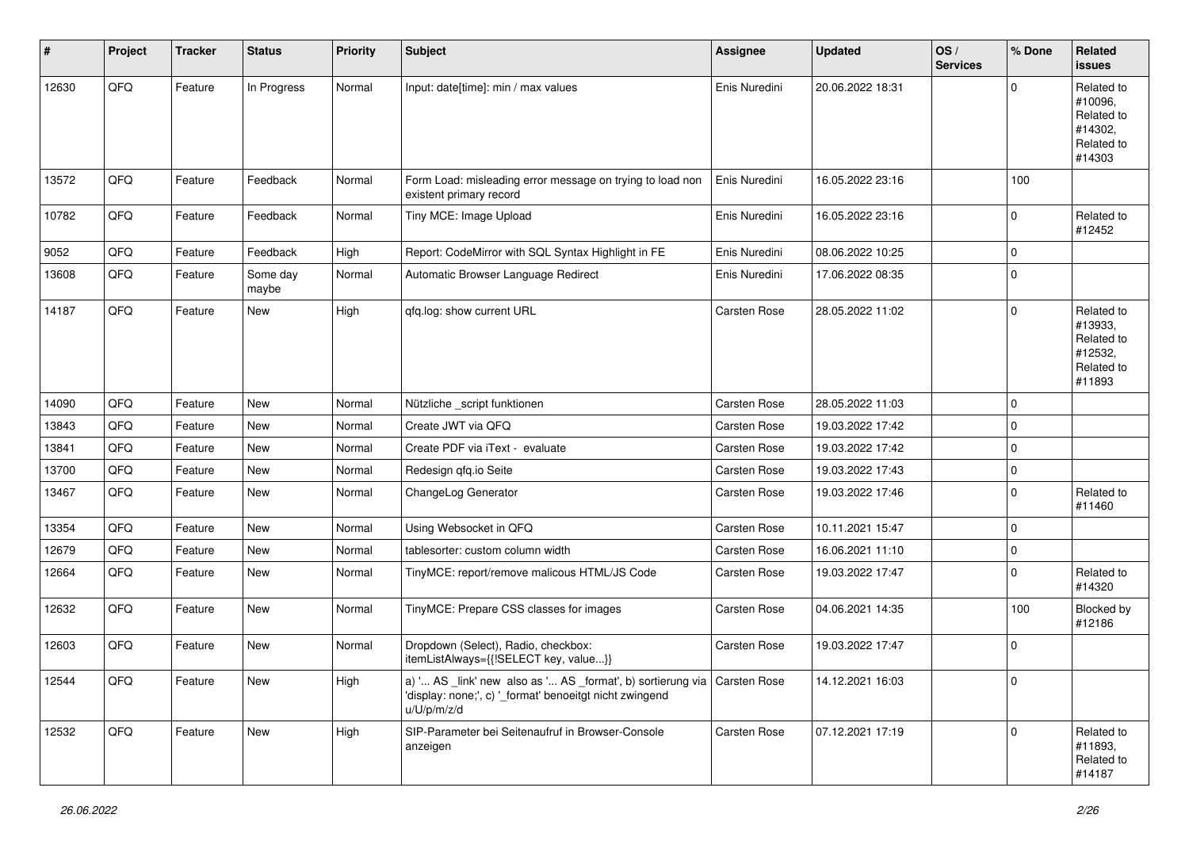| # | Project | Tracker | Status | Priority | Subject | Assignee | Updated | OS / Services | % Done | Related issues |
|---|---|---|---|---|---|---|---|---|---|---|
| 12630 | QFQ | Feature | In Progress | Normal | Input: date[time]: min / max values | Enis Nuredini | 20.06.2022 18:31 | | 0 | Related to #10096, Related to #14302, Related to #14303 |
| 13572 | QFQ | Feature | Feedback | Normal | Form Load: misleading error message on trying to load non existent primary record | Enis Nuredini | 16.05.2022 23:16 | | 100 | |
| 10782 | QFQ | Feature | Feedback | Normal | Tiny MCE: Image Upload | Enis Nuredini | 16.05.2022 23:16 | | 0 | Related to #12452 |
| 9052 | QFQ | Feature | Feedback | High | Report: CodeMirror with SQL Syntax Highlight in FE | Enis Nuredini | 08.06.2022 10:25 | | 0 | |
| 13608 | QFQ | Feature | Some day maybe | Normal | Automatic Browser Language Redirect | Enis Nuredini | 17.06.2022 08:35 | | 0 | |
| 14187 | QFQ | Feature | New | High | qfq.log: show current URL | Carsten Rose | 28.05.2022 11:02 | | 0 | Related to #13933, Related to #12532, Related to #11893 |
| 14090 | QFQ | Feature | New | Normal | Nützliche _script funktionen | Carsten Rose | 28.05.2022 11:03 | | 0 | |
| 13843 | QFQ | Feature | New | Normal | Create JWT via QFQ | Carsten Rose | 19.03.2022 17:42 | | 0 | |
| 13841 | QFQ | Feature | New | Normal | Create PDF via iText - evaluate | Carsten Rose | 19.03.2022 17:42 | | 0 | |
| 13700 | QFQ | Feature | New | Normal | Redesign qfq.io Seite | Carsten Rose | 19.03.2022 17:43 | | 0 | |
| 13467 | QFQ | Feature | New | Normal | ChangeLog Generator | Carsten Rose | 19.03.2022 17:46 | | 0 | Related to #11460 |
| 13354 | QFQ | Feature | New | Normal | Using Websocket in QFQ | Carsten Rose | 10.11.2021 15:47 | | 0 | |
| 12679 | QFQ | Feature | New | Normal | tablesorter: custom column width | Carsten Rose | 16.06.2021 11:10 | | 0 | |
| 12664 | QFQ | Feature | New | Normal | TinyMCE: report/remove malicous HTML/JS Code | Carsten Rose | 19.03.2022 17:47 | | 0 | Related to #14320 |
| 12632 | QFQ | Feature | New | Normal | TinyMCE: Prepare CSS classes for images | Carsten Rose | 04.06.2021 14:35 | | 100 | Blocked by #12186 |
| 12603 | QFQ | Feature | New | Normal | Dropdown (Select), Radio, checkbox: itemListAlways={{!SELECT key, value...}} | Carsten Rose | 19.03.2022 17:47 | | 0 | |
| 12544 | QFQ | Feature | New | High | a) '... AS _link' new also as '... AS _format', b) sortierung via 'display: none;', c) '_format' benoeitgt nicht zwingend u/U/p/m/z/d | Carsten Rose | 14.12.2021 16:03 | | 0 | |
| 12532 | QFQ | Feature | New | High | SIP-Parameter bei Seitenaufruf in Browser-Console anzeigen | Carsten Rose | 07.12.2021 17:19 | | 0 | Related to #11893, Related to #14187 |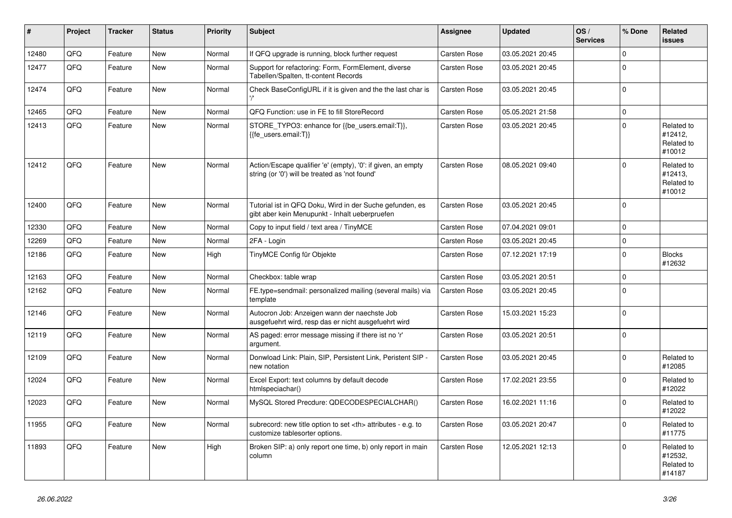| # | Project | Tracker | Status | Priority | Subject | Assignee | Updated | OS / Services | % Done | Related issues |
|---|---|---|---|---|---|---|---|---|---|---|
| 12480 | QFQ | Feature | New | Normal | If QFQ upgrade is running, block further request | Carsten Rose | 03.05.2021 20:45 | | 0 | |
| 12477 | QFQ | Feature | New | Normal | Support for refactoring: Form, FormElement, diverse Tabellen/Spalten, tt-content Records | Carsten Rose | 03.05.2021 20:45 | | 0 | |
| 12474 | QFQ | Feature | New | Normal | Check BaseConfigURL if it is given and the the last char is '/' | Carsten Rose | 03.05.2021 20:45 | | 0 | |
| 12465 | QFQ | Feature | New | Normal | QFQ Function: use in FE to fill StoreRecord | Carsten Rose | 05.05.2021 21:58 | | 0 | |
| 12413 | QFQ | Feature | New | Normal | STORE_TYPO3: enhance for {{be_users.email:T}}, {{fe_users.email:T}} | Carsten Rose | 03.05.2021 20:45 | | 0 | Related to #12412, Related to #10012 |
| 12412 | QFQ | Feature | New | Normal | Action/Escape qualifier 'e' (empty), '0': if given, an empty string (or '0') will be treated as 'not found' | Carsten Rose | 08.05.2021 09:40 | | 0 | Related to #12413, Related to #10012 |
| 12400 | QFQ | Feature | New | Normal | Tutorial ist in QFQ Doku, Wird in der Suche gefunden, es gibt aber kein Menupunkt - Inhalt ueberpruefen | Carsten Rose | 03.05.2021 20:45 | | 0 | |
| 12330 | QFQ | Feature | New | Normal | Copy to input field / text area / TinyMCE | Carsten Rose | 07.04.2021 09:01 | | 0 | |
| 12269 | QFQ | Feature | New | Normal | 2FA - Login | Carsten Rose | 03.05.2021 20:45 | | 0 | |
| 12186 | QFQ | Feature | New | High | TinyMCE Config für Objekte | Carsten Rose | 07.12.2021 17:19 | | 0 | Blocks #12632 |
| 12163 | QFQ | Feature | New | Normal | Checkbox: table wrap | Carsten Rose | 03.05.2021 20:51 | | 0 | |
| 12162 | QFQ | Feature | New | Normal | FE.type=sendmail: personalized mailing (several mails) via template | Carsten Rose | 03.05.2021 20:45 | | 0 | |
| 12146 | QFQ | Feature | New | Normal | Autocron Job: Anzeigen wann der naechste Job ausgefuehrt wird, resp das er nicht ausgefuehrt wird | Carsten Rose | 15.03.2021 15:23 | | 0 | |
| 12119 | QFQ | Feature | New | Normal | AS paged: error message missing if there ist no 'r' argument. | Carsten Rose | 03.05.2021 20:51 | | 0 | |
| 12109 | QFQ | Feature | New | Normal | Donwload Link: Plain, SIP, Persistent Link, Peristent SIP - new notation | Carsten Rose | 03.05.2021 20:45 | | 0 | Related to #12085 |
| 12024 | QFQ | Feature | New | Normal | Excel Export: text columns by default decode htmlspeciachar() | Carsten Rose | 17.02.2021 23:55 | | 0 | Related to #12022 |
| 12023 | QFQ | Feature | New | Normal | MySQL Stored Precdure: QDECODESPECIALCHAR() | Carsten Rose | 16.02.2021 11:16 | | 0 | Related to #12022 |
| 11955 | QFQ | Feature | New | Normal | subrecord: new title option to set <th> attributes - e.g. to customize tablesorter options. | Carsten Rose | 03.05.2021 20:47 | | 0 | Related to #11775 |
| 11893 | QFQ | Feature | New | High | Broken SIP: a) only report one time, b) only report in main column | Carsten Rose | 12.05.2021 12:13 | | 0 | Related to #12532, Related to #14187 |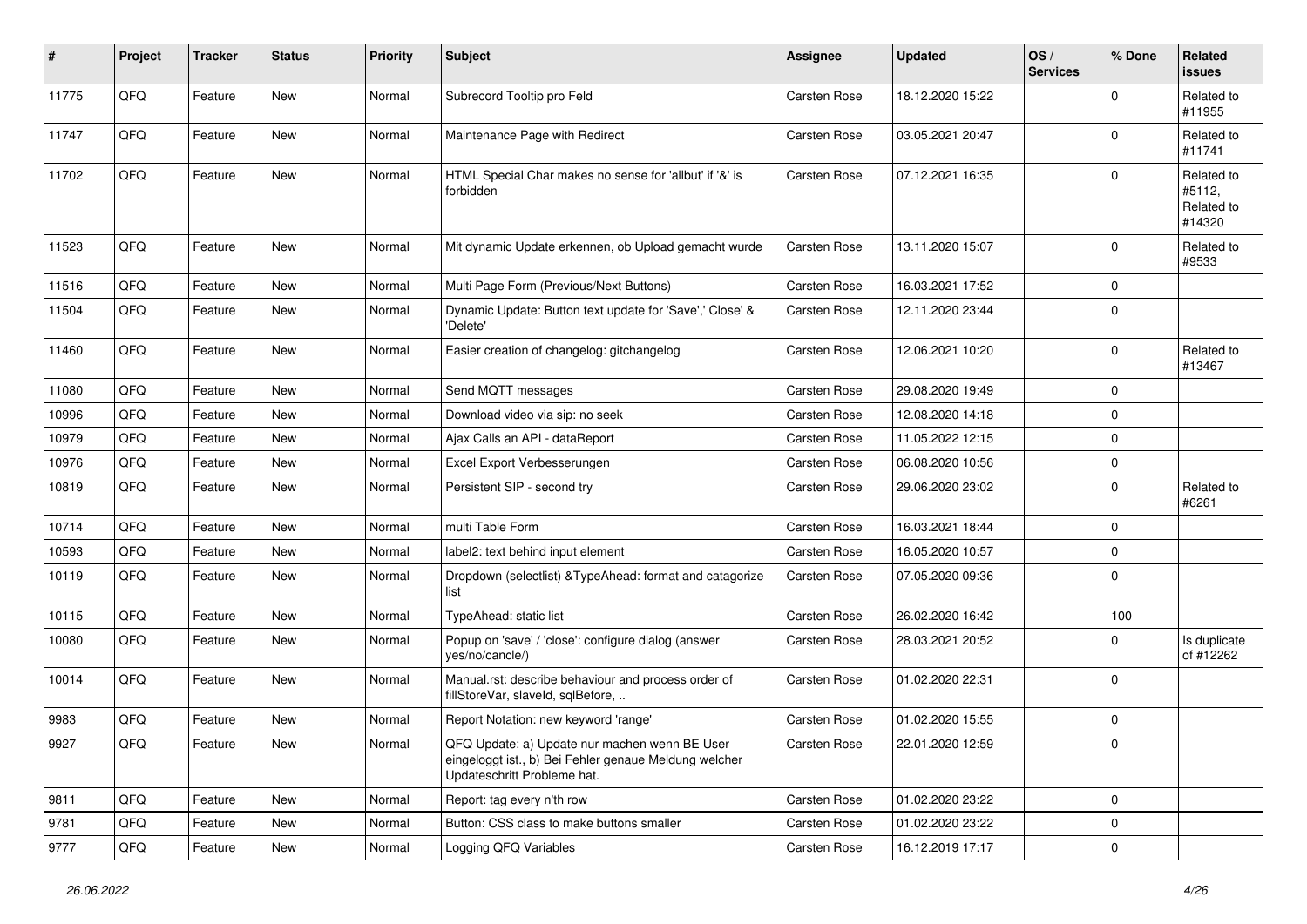| # | Project | Tracker | Status | Priority | Subject | Assignee | Updated | OS / Services | % Done | Related issues |
|---|---|---|---|---|---|---|---|---|---|---|
| 11775 | QFQ | Feature | New | Normal | Subrecord Tooltip pro Feld | Carsten Rose | 18.12.2020 15:22 | | 0 | Related to #11955 |
| 11747 | QFQ | Feature | New | Normal | Maintenance Page with Redirect | Carsten Rose | 03.05.2021 20:47 | | 0 | Related to #11741 |
| 11702 | QFQ | Feature | New | Normal | HTML Special Char makes no sense for 'allbut' if '&' is forbidden | Carsten Rose | 07.12.2021 16:35 | | 0 | Related to #5112, Related to #14320 |
| 11523 | QFQ | Feature | New | Normal | Mit dynamic Update erkennen, ob Upload gemacht wurde | Carsten Rose | 13.11.2020 15:07 | | 0 | Related to #9533 |
| 11516 | QFQ | Feature | New | Normal | Multi Page Form (Previous/Next Buttons) | Carsten Rose | 16.03.2021 17:52 | | 0 | |
| 11504 | QFQ | Feature | New | Normal | Dynamic Update: Button text update for 'Save',' Close' & 'Delete' | Carsten Rose | 12.11.2020 23:44 | | 0 | |
| 11460 | QFQ | Feature | New | Normal | Easier creation of changelog: gitchangelog | Carsten Rose | 12.06.2021 10:20 | | 0 | Related to #13467 |
| 11080 | QFQ | Feature | New | Normal | Send MQTT messages | Carsten Rose | 29.08.2020 19:49 | | 0 | |
| 10996 | QFQ | Feature | New | Normal | Download video via sip: no seek | Carsten Rose | 12.08.2020 14:18 | | 0 | |
| 10979 | QFQ | Feature | New | Normal | Ajax Calls an API - dataReport | Carsten Rose | 11.05.2022 12:15 | | 0 | |
| 10976 | QFQ | Feature | New | Normal | Excel Export Verbesserungen | Carsten Rose | 06.08.2020 10:56 | | 0 | |
| 10819 | QFQ | Feature | New | Normal | Persistent SIP - second try | Carsten Rose | 29.06.2020 23:02 | | 0 | Related to #6261 |
| 10714 | QFQ | Feature | New | Normal | multi Table Form | Carsten Rose | 16.03.2021 18:44 | | 0 | |
| 10593 | QFQ | Feature | New | Normal | label2: text behind input element | Carsten Rose | 16.05.2020 10:57 | | 0 | |
| 10119 | QFQ | Feature | New | Normal | Dropdown (selectlist) &TypeAhead: format and catagorize list | Carsten Rose | 07.05.2020 09:36 | | 0 | |
| 10115 | QFQ | Feature | New | Normal | TypeAhead: static list | Carsten Rose | 26.02.2020 16:42 | | 100 | |
| 10080 | QFQ | Feature | New | Normal | Popup on 'save' / 'close': configure dialog (answer yes/no/cancle/) | Carsten Rose | 28.03.2021 20:52 | | 0 | Is duplicate of #12262 |
| 10014 | QFQ | Feature | New | Normal | Manual.rst: describe behaviour and process order of fillStoreVar, slaveId, sqlBefore, .. | Carsten Rose | 01.02.2020 22:31 | | 0 | |
| 9983 | QFQ | Feature | New | Normal | Report Notation: new keyword 'range' | Carsten Rose | 01.02.2020 15:55 | | 0 | |
| 9927 | QFQ | Feature | New | Normal | QFQ Update: a) Update nur machen wenn BE User eingeloggt ist., b) Bei Fehler genaue Meldung welcher Updateschritt Probleme hat. | Carsten Rose | 22.01.2020 12:59 | | 0 | |
| 9811 | QFQ | Feature | New | Normal | Report: tag every n'th row | Carsten Rose | 01.02.2020 23:22 | | 0 | |
| 9781 | QFQ | Feature | New | Normal | Button: CSS class to make buttons smaller | Carsten Rose | 01.02.2020 23:22 | | 0 | |
| 9777 | QFQ | Feature | New | Normal | Logging QFQ Variables | Carsten Rose | 16.12.2019 17:17 | | 0 | |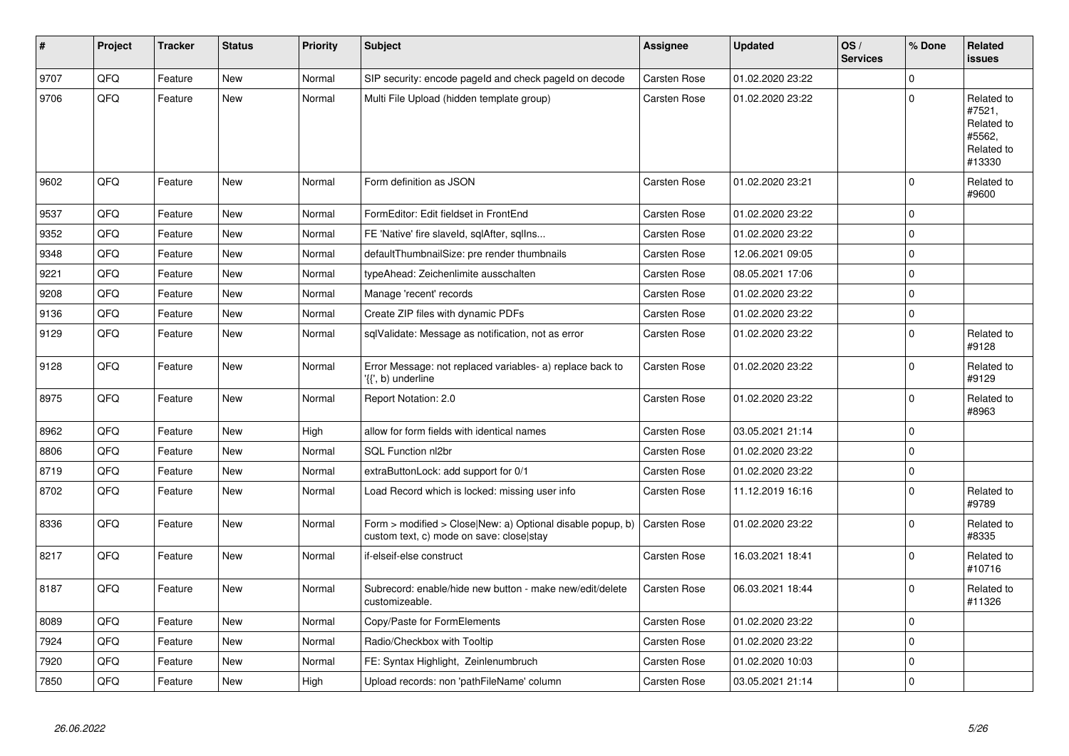| # | Project | Tracker | Status | Priority | Subject | Assignee | Updated | OS / Services | % Done | Related issues |
|---|---|---|---|---|---|---|---|---|---|---|
| 9707 | QFQ | Feature | New | Normal | SIP security: encode pageId and check pageId on decode | Carsten Rose | 01.02.2020 23:22 | | 0 | |
| 9706 | QFQ | Feature | New | Normal | Multi File Upload (hidden template group) | Carsten Rose | 01.02.2020 23:22 | | 0 | Related to #7521, Related to #5562, Related to #13330 |
| 9602 | QFQ | Feature | New | Normal | Form definition as JSON | Carsten Rose | 01.02.2020 23:21 | | 0 | Related to #9600 |
| 9537 | QFQ | Feature | New | Normal | FormEditor: Edit fieldset in FrontEnd | Carsten Rose | 01.02.2020 23:22 | | 0 | |
| 9352 | QFQ | Feature | New | Normal | FE 'Native' fire slaveId, sqlAfter, sqlIns... | Carsten Rose | 01.02.2020 23:22 | | 0 | |
| 9348 | QFQ | Feature | New | Normal | defaultThumbnailSize: pre render thumbnails | Carsten Rose | 12.06.2021 09:05 | | 0 | |
| 9221 | QFQ | Feature | New | Normal | typeAhead: Zeichenlimite ausschalten | Carsten Rose | 08.05.2021 17:06 | | 0 | |
| 9208 | QFQ | Feature | New | Normal | Manage 'recent' records | Carsten Rose | 01.02.2020 23:22 | | 0 | |
| 9136 | QFQ | Feature | New | Normal | Create ZIP files with dynamic PDFs | Carsten Rose | 01.02.2020 23:22 | | 0 | |
| 9129 | QFQ | Feature | New | Normal | sqlValidate: Message as notification, not as error | Carsten Rose | 01.02.2020 23:22 | | 0 | Related to #9128 |
| 9128 | QFQ | Feature | New | Normal | Error Message: not replaced variables- a) replace back to '{{', b) underline | Carsten Rose | 01.02.2020 23:22 | | 0 | Related to #9129 |
| 8975 | QFQ | Feature | New | Normal | Report Notation: 2.0 | Carsten Rose | 01.02.2020 23:22 | | 0 | Related to #8963 |
| 8962 | QFQ | Feature | New | High | allow for form fields with identical names | Carsten Rose | 03.05.2021 21:14 | | 0 | |
| 8806 | QFQ | Feature | New | Normal | SQL Function nl2br | Carsten Rose | 01.02.2020 23:22 | | 0 | |
| 8719 | QFQ | Feature | New | Normal | extraButtonLock: add support for 0/1 | Carsten Rose | 01.02.2020 23:22 | | 0 | |
| 8702 | QFQ | Feature | New | Normal | Load Record which is locked: missing user info | Carsten Rose | 11.12.2019 16:16 | | 0 | Related to #9789 |
| 8336 | QFQ | Feature | New | Normal | Form > modified > Close\|New: a) Optional disable popup, b) custom text, c) mode on save: close\|stay | Carsten Rose | 01.02.2020 23:22 | | 0 | Related to #8335 |
| 8217 | QFQ | Feature | New | Normal | if-elseif-else construct | Carsten Rose | 16.03.2021 18:41 | | 0 | Related to #10716 |
| 8187 | QFQ | Feature | New | Normal | Subrecord: enable/hide new button - make new/edit/delete customizeable. | Carsten Rose | 06.03.2021 18:44 | | 0 | Related to #11326 |
| 8089 | QFQ | Feature | New | Normal | Copy/Paste for FormElements | Carsten Rose | 01.02.2020 23:22 | | 0 | |
| 7924 | QFQ | Feature | New | Normal | Radio/Checkbox with Tooltip | Carsten Rose | 01.02.2020 23:22 | | 0 | |
| 7920 | QFQ | Feature | New | Normal | FE: Syntax Highlight, Zeinlenumbruch | Carsten Rose | 01.02.2020 10:03 | | 0 | |
| 7850 | QFQ | Feature | New | High | Upload records: non 'pathFileName' column | Carsten Rose | 03.05.2021 21:14 | | 0 | |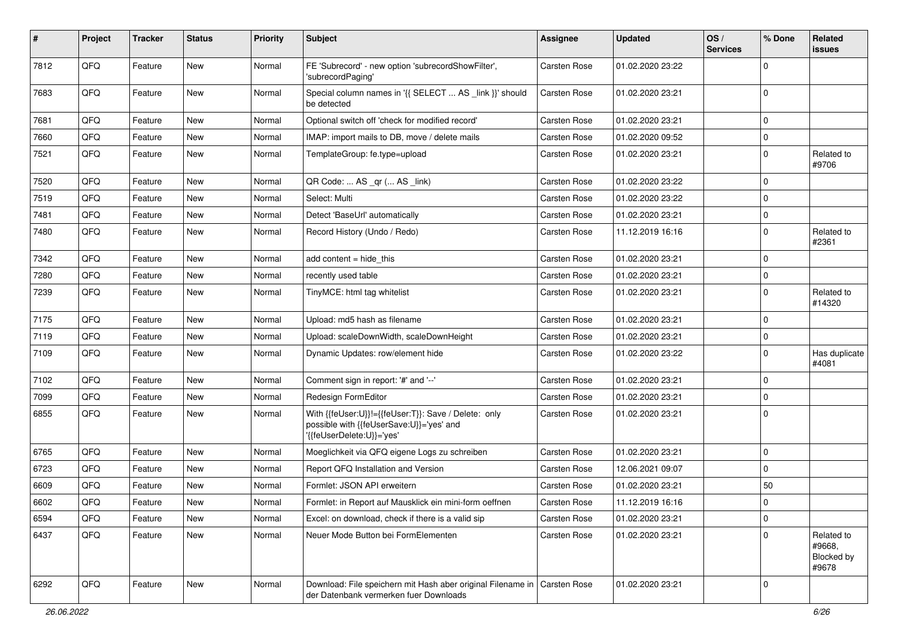| # | Project | Tracker | Status | Priority | Subject | Assignee | Updated | OS / Services | % Done | Related issues |
|---|---|---|---|---|---|---|---|---|---|---|
| 7812 | QFQ | Feature | New | Normal | FE 'Subrecord' - new option 'subrecordShowFilter', 'subrecordPaging' | Carsten Rose | 01.02.2020 23:22 | | 0 | |
| 7683 | QFQ | Feature | New | Normal | Special column names in '{{ SELECT ... AS _link }}' should be detected | Carsten Rose | 01.02.2020 23:21 | | 0 | |
| 7681 | QFQ | Feature | New | Normal | Optional switch off 'check for modified record' | Carsten Rose | 01.02.2020 23:21 | | 0 | |
| 7660 | QFQ | Feature | New | Normal | IMAP: import mails to DB, move / delete mails | Carsten Rose | 01.02.2020 09:52 | | 0 | |
| 7521 | QFQ | Feature | New | Normal | TemplateGroup: fe.type=upload | Carsten Rose | 01.02.2020 23:21 | | 0 | Related to #9706 |
| 7520 | QFQ | Feature | New | Normal | QR Code: ... AS _qr (... AS _link) | Carsten Rose | 01.02.2020 23:22 | | 0 | |
| 7519 | QFQ | Feature | New | Normal | Select: Multi | Carsten Rose | 01.02.2020 23:22 | | 0 | |
| 7481 | QFQ | Feature | New | Normal | Detect 'BaseUrl' automatically | Carsten Rose | 01.02.2020 23:21 | | 0 | |
| 7480 | QFQ | Feature | New | Normal | Record History (Undo / Redo) | Carsten Rose | 11.12.2019 16:16 | | 0 | Related to #2361 |
| 7342 | QFQ | Feature | New | Normal | add content = hide_this | Carsten Rose | 01.02.2020 23:21 | | 0 | |
| 7280 | QFQ | Feature | New | Normal | recently used table | Carsten Rose | 01.02.2020 23:21 | | 0 | |
| 7239 | QFQ | Feature | New | Normal | TinyMCE: html tag whitelist | Carsten Rose | 01.02.2020 23:21 | | 0 | Related to #14320 |
| 7175 | QFQ | Feature | New | Normal | Upload: md5 hash as filename | Carsten Rose | 01.02.2020 23:21 | | 0 | |
| 7119 | QFQ | Feature | New | Normal | Upload: scaleDownWidth, scaleDownHeight | Carsten Rose | 01.02.2020 23:21 | | 0 | |
| 7109 | QFQ | Feature | New | Normal | Dynamic Updates: row/element hide | Carsten Rose | 01.02.2020 23:22 | | 0 | Has duplicate #4081 |
| 7102 | QFQ | Feature | New | Normal | Comment sign in report: '#' and '--' | Carsten Rose | 01.02.2020 23:21 | | 0 | |
| 7099 | QFQ | Feature | New | Normal | Redesign FormEditor | Carsten Rose | 01.02.2020 23:21 | | 0 | |
| 6855 | QFQ | Feature | New | Normal | With {{feUser:U}}!={{feUser:T}}: Save / Delete: only possible with {{feUserSave:U}}='yes' and '{{feUserDelete:U}}='yes' | Carsten Rose | 01.02.2020 23:21 | | 0 | |
| 6765 | QFQ | Feature | New | Normal | Moeglichkeit via QFQ eigene Logs zu schreiben | Carsten Rose | 01.02.2020 23:21 | | 0 | |
| 6723 | QFQ | Feature | New | Normal | Report QFQ Installation and Version | Carsten Rose | 12.06.2021 09:07 | | 0 | |
| 6609 | QFQ | Feature | New | Normal | Formlet: JSON API erweitern | Carsten Rose | 01.02.2020 23:21 | | 50 | |
| 6602 | QFQ | Feature | New | Normal | Formlet: in Report auf Mausklick ein mini-form oeffnen | Carsten Rose | 11.12.2019 16:16 | | 0 | |
| 6594 | QFQ | Feature | New | Normal | Excel: on download, check if there is a valid sip | Carsten Rose | 01.02.2020 23:21 | | 0 | |
| 6437 | QFQ | Feature | New | Normal | Neuer Mode Button bei FormElementen | Carsten Rose | 01.02.2020 23:21 | | 0 | Related to #9668, Blocked by #9678 |
| 6292 | QFQ | Feature | New | Normal | Download: File speichern mit Hash aber original Filename in der Datenbank vermerken fuer Downloads | Carsten Rose | 01.02.2020 23:21 | | 0 | |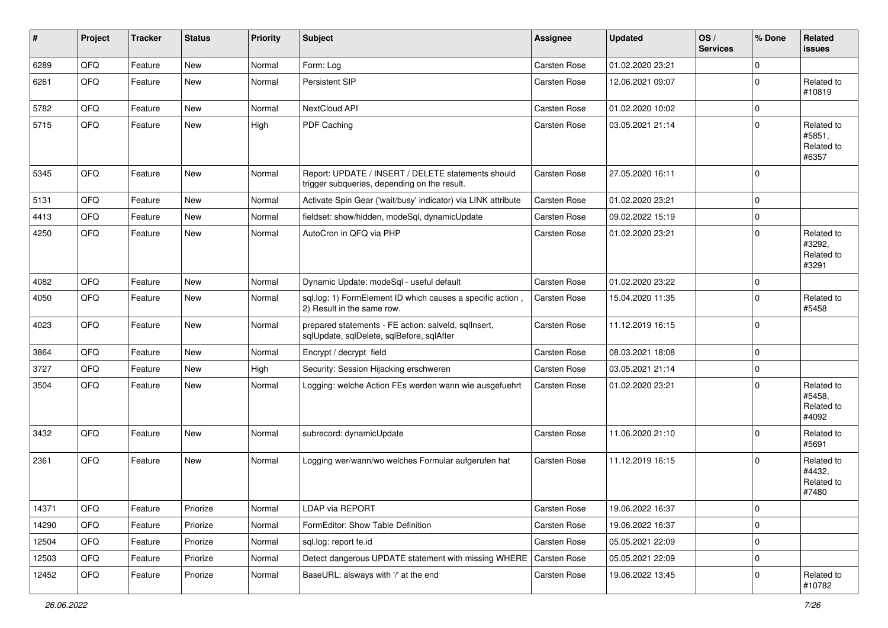| # | Project | Tracker | Status | Priority | Subject | Assignee | Updated | OS / Services | % Done | Related issues |
|---|---|---|---|---|---|---|---|---|---|---|
| 6289 | QFQ | Feature | New | Normal | Form: Log | Carsten Rose | 01.02.2020 23:21 | | 0 | |
| 6261 | QFQ | Feature | New | Normal | Persistent SIP | Carsten Rose | 12.06.2021 09:07 | | 0 | Related to #10819 |
| 5782 | QFQ | Feature | New | Normal | NextCloud API | Carsten Rose | 01.02.2020 10:02 | | 0 | |
| 5715 | QFQ | Feature | New | High | PDF Caching | Carsten Rose | 03.05.2021 21:14 | | 0 | Related to #5851, Related to #6357 |
| 5345 | QFQ | Feature | New | Normal | Report: UPDATE / INSERT / DELETE statements should trigger subqueries, depending on the result. | Carsten Rose | 27.05.2020 16:11 | | 0 | |
| 5131 | QFQ | Feature | New | Normal | Activate Spin Gear ('wait/busy' indicator) via LINK attribute | Carsten Rose | 01.02.2020 23:21 | | 0 | |
| 4413 | QFQ | Feature | New | Normal | fieldset: show/hidden, modeSql, dynamicUpdate | Carsten Rose | 09.02.2022 15:19 | | 0 | |
| 4250 | QFQ | Feature | New | Normal | AutoCron in QFQ via PHP | Carsten Rose | 01.02.2020 23:21 | | 0 | Related to #3292, Related to #3291 |
| 4082 | QFQ | Feature | New | Normal | Dynamic Update: modeSql - useful default | Carsten Rose | 01.02.2020 23:22 | | 0 | |
| 4050 | QFQ | Feature | New | Normal | sql.log: 1) FormElement ID which causes a specific action , 2) Result in the same row. | Carsten Rose | 15.04.2020 11:35 | | 0 | Related to #5458 |
| 4023 | QFQ | Feature | New | Normal | prepared statements - FE action: salveld, sqlInsert, sqlUpdate, sqlDelete, sqlBefore, sqlAfter | Carsten Rose | 11.12.2019 16:15 | | 0 | |
| 3864 | QFQ | Feature | New | Normal | Encrypt / decrypt field | Carsten Rose | 08.03.2021 18:08 | | 0 | |
| 3727 | QFQ | Feature | New | High | Security: Session Hijacking erschweren | Carsten Rose | 03.05.2021 21:14 | | 0 | |
| 3504 | QFQ | Feature | New | Normal | Logging: welche Action FEs werden wann wie ausgefuehrt | Carsten Rose | 01.02.2020 23:21 | | 0 | Related to #5458, Related to #4092 |
| 3432 | QFQ | Feature | New | Normal | subrecord: dynamicUpdate | Carsten Rose | 11.06.2020 21:10 | | 0 | Related to #5691 |
| 2361 | QFQ | Feature | New | Normal | Logging wer/wann/wo welches Formular aufgerufen hat | Carsten Rose | 11.12.2019 16:15 | | 0 | Related to #4432, Related to #7480 |
| 14371 | QFQ | Feature | Priorize | Normal | LDAP via REPORT | Carsten Rose | 19.06.2022 16:37 | | 0 | |
| 14290 | QFQ | Feature | Priorize | Normal | FormEditor: Show Table Definition | Carsten Rose | 19.06.2022 16:37 | | 0 | |
| 12504 | QFQ | Feature | Priorize | Normal | sql.log: report fe.id | Carsten Rose | 05.05.2021 22:09 | | 0 | |
| 12503 | QFQ | Feature | Priorize | Normal | Detect dangerous UPDATE statement with missing WHERE | Carsten Rose | 05.05.2021 22:09 | | 0 | |
| 12452 | QFQ | Feature | Priorize | Normal | BaseURL: alsways with '/' at the end | Carsten Rose | 19.06.2022 13:45 | | 0 | Related to #10782 |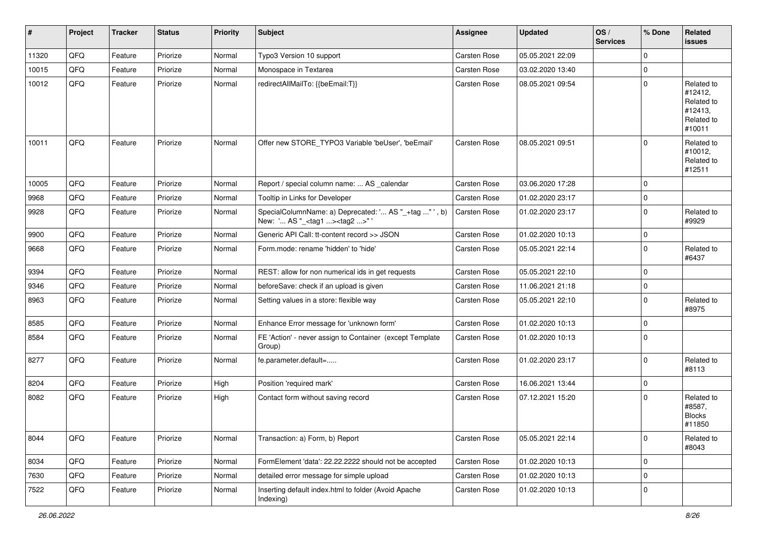| # | Project | Tracker | Status | Priority | Subject | Assignee | Updated | OS / Services | % Done | Related issues |
|---|---|---|---|---|---|---|---|---|---|---|
| 11320 | QFQ | Feature | Priorize | Normal | Typo3 Version 10 support | Carsten Rose | 05.05.2021 22:09 | | 0 | |
| 10015 | QFQ | Feature | Priorize | Normal | Monospace in Textarea | Carsten Rose | 03.02.2020 13:40 | | 0 | |
| 10012 | QFQ | Feature | Priorize | Normal | redirectAllMailTo: {{beEmail:T}} | Carsten Rose | 08.05.2021 09:54 | | 0 | Related to #12412, Related to #12413, Related to #10011 |
| 10011 | QFQ | Feature | Priorize | Normal | Offer new STORE_TYPO3 Variable 'beUser', 'beEmail' | Carsten Rose | 08.05.2021 09:51 | | 0 | Related to #10012, Related to #12511 |
| 10005 | QFQ | Feature | Priorize | Normal | Report / special column name: ... AS _calendar | Carsten Rose | 03.06.2020 17:28 | | 0 | |
| 9968 | QFQ | Feature | Priorize | Normal | Tooltip in Links for Developer | Carsten Rose | 01.02.2020 23:17 | | 0 | |
| 9928 | QFQ | Feature | Priorize | Normal | SpecialColumnName: a) Deprecated: '... AS "_+tag ..." ', b) New: '... AS "_<tag1 ...><tag2 ...>" ' | Carsten Rose | 01.02.2020 23:17 | | 0 | Related to #9929 |
| 9900 | QFQ | Feature | Priorize | Normal | Generic API Call: tt-content record >> JSON | Carsten Rose | 01.02.2020 10:13 | | 0 | |
| 9668 | QFQ | Feature | Priorize | Normal | Form.mode: rename 'hidden' to 'hide' | Carsten Rose | 05.05.2021 22:14 | | 0 | Related to #6437 |
| 9394 | QFQ | Feature | Priorize | Normal | REST: allow for non numerical ids in get requests | Carsten Rose | 05.05.2021 22:10 | | 0 | |
| 9346 | QFQ | Feature | Priorize | Normal | beforeSave: check if an upload is given | Carsten Rose | 11.06.2021 21:18 | | 0 | |
| 8963 | QFQ | Feature | Priorize | Normal | Setting values in a store: flexible way | Carsten Rose | 05.05.2021 22:10 | | 0 | Related to #8975 |
| 8585 | QFQ | Feature | Priorize | Normal | Enhance Error message for 'unknown form' | Carsten Rose | 01.02.2020 10:13 | | 0 | |
| 8584 | QFQ | Feature | Priorize | Normal | FE 'Action' - never assign to Container (except Template Group) | Carsten Rose | 01.02.2020 10:13 | | 0 | |
| 8277 | QFQ | Feature | Priorize | Normal | fe.parameter.default=..... | Carsten Rose | 01.02.2020 23:17 | | 0 | Related to #8113 |
| 8204 | QFQ | Feature | Priorize | High | Position 'required mark' | Carsten Rose | 16.06.2021 13:44 | | 0 | |
| 8082 | QFQ | Feature | Priorize | High | Contact form without saving record | Carsten Rose | 07.12.2021 15:20 | | 0 | Related to #8587, Blocks #11850 |
| 8044 | QFQ | Feature | Priorize | Normal | Transaction: a) Form, b) Report | Carsten Rose | 05.05.2021 22:14 | | 0 | Related to #8043 |
| 8034 | QFQ | Feature | Priorize | Normal | FormElement 'data': 22.22.2222 should not be accepted | Carsten Rose | 01.02.2020 10:13 | | 0 | |
| 7630 | QFQ | Feature | Priorize | Normal | detailed error message for simple upload | Carsten Rose | 01.02.2020 10:13 | | 0 | |
| 7522 | QFQ | Feature | Priorize | Normal | Inserting default index.html to folder (Avoid Apache Indexing) | Carsten Rose | 01.02.2020 10:13 | | 0 | |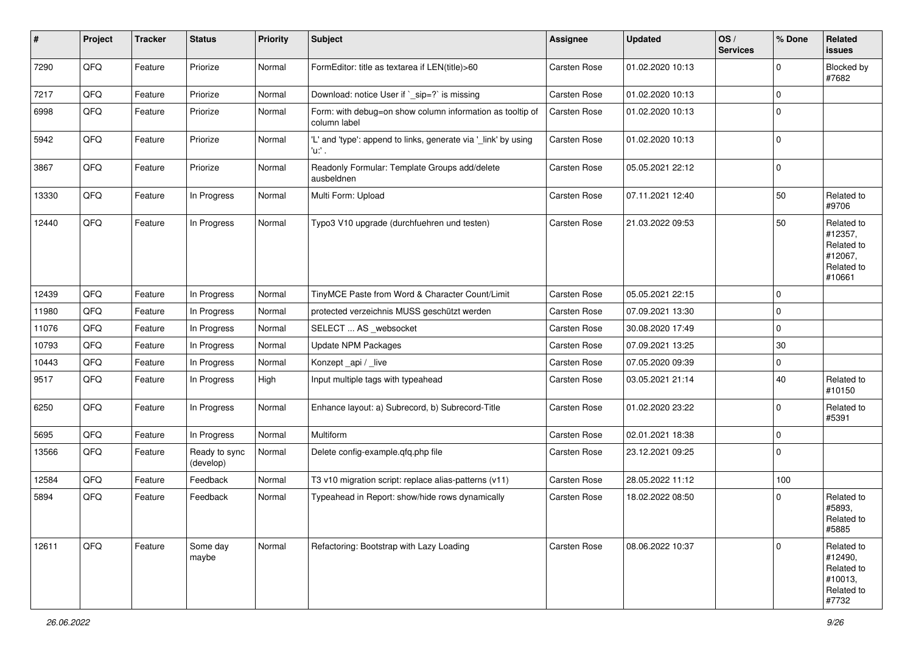| # | Project | Tracker | Status | Priority | Subject | Assignee | Updated | OS / Services | % Done | Related issues |
|---|---|---|---|---|---|---|---|---|---|---|
| 7290 | QFQ | Feature | Priorize | Normal | FormEditor: title as textarea if LEN(title)>60 | Carsten Rose | 01.02.2020 10:13 | | 0 | Blocked by #7682 |
| 7217 | QFQ | Feature | Priorize | Normal | Download: notice User if `_sip=?` is missing | Carsten Rose | 01.02.2020 10:13 | | 0 | |
| 6998 | QFQ | Feature | Priorize | Normal | Form: with debug=on show column information as tooltip of column label | Carsten Rose | 01.02.2020 10:13 | | 0 | |
| 5942 | QFQ | Feature | Priorize | Normal | 'L' and 'type': append to links, generate via '_link' by using 'u:' . | Carsten Rose | 01.02.2020 10:13 | | 0 | |
| 3867 | QFQ | Feature | Priorize | Normal | Readonly Formular: Template Groups add/delete ausbeldnen | Carsten Rose | 05.05.2021 22:12 | | 0 | |
| 13330 | QFQ | Feature | In Progress | Normal | Multi Form: Upload | Carsten Rose | 07.11.2021 12:40 | | 50 | Related to #9706 |
| 12440 | QFQ | Feature | In Progress | Normal | Typo3 V10 upgrade (durchfuehren und testen) | Carsten Rose | 21.03.2022 09:53 | | 50 | Related to #12357, Related to #12067, Related to #10661 |
| 12439 | QFQ | Feature | In Progress | Normal | TinyMCE Paste from Word & Character Count/Limit | Carsten Rose | 05.05.2021 22:15 | | 0 | |
| 11980 | QFQ | Feature | In Progress | Normal | protected verzeichnis MUSS geschützt werden | Carsten Rose | 07.09.2021 13:30 | | 0 | |
| 11076 | QFQ | Feature | In Progress | Normal | SELECT ... AS _websocket | Carsten Rose | 30.08.2020 17:49 | | 0 | |
| 10793 | QFQ | Feature | In Progress | Normal | Update NPM Packages | Carsten Rose | 07.09.2021 13:25 | | 30 | |
| 10443 | QFQ | Feature | In Progress | Normal | Konzept _api / _live | Carsten Rose | 07.05.2020 09:39 | | 0 | |
| 9517 | QFQ | Feature | In Progress | High | Input multiple tags with typeahead | Carsten Rose | 03.05.2021 21:14 | | 40 | Related to #10150 |
| 6250 | QFQ | Feature | In Progress | Normal | Enhance layout: a) Subrecord, b) Subrecord-Title | Carsten Rose | 01.02.2020 23:22 | | 0 | Related to #5391 |
| 5695 | QFQ | Feature | In Progress | Normal | Multiform | Carsten Rose | 02.01.2021 18:38 | | 0 | |
| 13566 | QFQ | Feature | Ready to sync (develop) | Normal | Delete config-example.qfq.php file | Carsten Rose | 23.12.2021 09:25 | | 0 | |
| 12584 | QFQ | Feature | Feedback | Normal | T3 v10 migration script: replace alias-patterns (v11) | Carsten Rose | 28.05.2022 11:12 | | 100 | |
| 5894 | QFQ | Feature | Feedback | Normal | Typeahead in Report: show/hide rows dynamically | Carsten Rose | 18.02.2022 08:50 | | 0 | Related to #5893, Related to #5885 |
| 12611 | QFQ | Feature | Some day maybe | Normal | Refactoring: Bootstrap with Lazy Loading | Carsten Rose | 08.06.2022 10:37 | | 0 | Related to #12490, Related to #10013, Related to #7732 |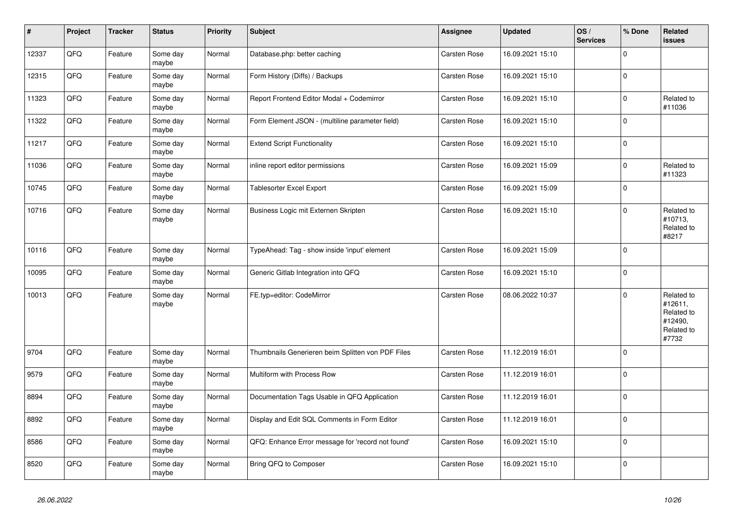| # | Project | Tracker | Status | Priority | Subject | Assignee | Updated | OS / Services | % Done | Related issues |
|---|---|---|---|---|---|---|---|---|---|---|
| 12337 | QFQ | Feature | Some day maybe | Normal | Database.php: better caching | Carsten Rose | 16.09.2021 15:10 | | 0 | |
| 12315 | QFQ | Feature | Some day maybe | Normal | Form History (Diffs) / Backups | Carsten Rose | 16.09.2021 15:10 | | 0 | |
| 11323 | QFQ | Feature | Some day maybe | Normal | Report Frontend Editor Modal + Codemirror | Carsten Rose | 16.09.2021 15:10 | | 0 | Related to #11036 |
| 11322 | QFQ | Feature | Some day maybe | Normal | Form Element JSON - (multiline parameter field) | Carsten Rose | 16.09.2021 15:10 | | 0 | |
| 11217 | QFQ | Feature | Some day maybe | Normal | Extend Script Functionality | Carsten Rose | 16.09.2021 15:10 | | 0 | |
| 11036 | QFQ | Feature | Some day maybe | Normal | inline report editor permissions | Carsten Rose | 16.09.2021 15:09 | | 0 | Related to #11323 |
| 10745 | QFQ | Feature | Some day maybe | Normal | Tablesorter Excel Export | Carsten Rose | 16.09.2021 15:09 | | 0 | |
| 10716 | QFQ | Feature | Some day maybe | Normal | Business Logic mit Externen Skripten | Carsten Rose | 16.09.2021 15:10 | | 0 | Related to #10713, Related to #8217 |
| 10116 | QFQ | Feature | Some day maybe | Normal | TypeAhead: Tag - show inside 'input' element | Carsten Rose | 16.09.2021 15:09 | | 0 | |
| 10095 | QFQ | Feature | Some day maybe | Normal | Generic Gitlab Integration into QFQ | Carsten Rose | 16.09.2021 15:10 | | 0 | |
| 10013 | QFQ | Feature | Some day maybe | Normal | FE.typ=editor: CodeMirror | Carsten Rose | 08.06.2022 10:37 | | 0 | Related to #12611, Related to #12490, Related to #7732 |
| 9704 | QFQ | Feature | Some day maybe | Normal | Thumbnails Generieren beim Splitten von PDF Files | Carsten Rose | 11.12.2019 16:01 | | 0 | |
| 9579 | QFQ | Feature | Some day maybe | Normal | Multiform with Process Row | Carsten Rose | 11.12.2019 16:01 | | 0 | |
| 8894 | QFQ | Feature | Some day maybe | Normal | Documentation Tags Usable in QFQ Application | Carsten Rose | 11.12.2019 16:01 | | 0 | |
| 8892 | QFQ | Feature | Some day maybe | Normal | Display and Edit SQL Comments in Form Editor | Carsten Rose | 11.12.2019 16:01 | | 0 | |
| 8586 | QFQ | Feature | Some day maybe | Normal | QFQ: Enhance Error message for 'record not found' | Carsten Rose | 16.09.2021 15:10 | | 0 | |
| 8520 | QFQ | Feature | Some day maybe | Normal | Bring QFQ to Composer | Carsten Rose | 16.09.2021 15:10 | | 0 | |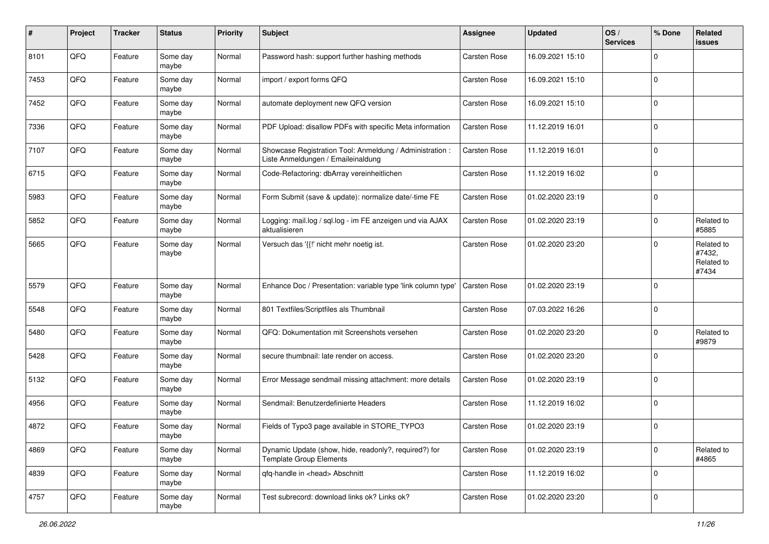| # | Project | Tracker | Status | Priority | Subject | Assignee | Updated | OS / Services | % Done | Related issues |
|---|---|---|---|---|---|---|---|---|---|---|
| 8101 | QFQ | Feature | Some day maybe | Normal | Password hash: support further hashing methods | Carsten Rose | 16.09.2021 15:10 | | 0 | |
| 7453 | QFQ | Feature | Some day maybe | Normal | import / export forms QFQ | Carsten Rose | 16.09.2021 15:10 | | 0 | |
| 7452 | QFQ | Feature | Some day maybe | Normal | automate deployment new QFQ version | Carsten Rose | 16.09.2021 15:10 | | 0 | |
| 7336 | QFQ | Feature | Some day maybe | Normal | PDF Upload: disallow PDFs with specific Meta information | Carsten Rose | 11.12.2019 16:01 | | 0 | |
| 7107 | QFQ | Feature | Some day maybe | Normal | Showcase Registration Tool: Anmeldung / Administration : Liste Anmeldungen / Emaileinaldung | Carsten Rose | 11.12.2019 16:01 | | 0 | |
| 6715 | QFQ | Feature | Some day maybe | Normal | Code-Refactoring: dbArray vereinheitlichen | Carsten Rose | 11.12.2019 16:02 | | 0 | |
| 5983 | QFQ | Feature | Some day maybe | Normal | Form Submit (save & update): normalize date/-time FE | Carsten Rose | 01.02.2020 23:19 | | 0 | |
| 5852 | QFQ | Feature | Some day maybe | Normal | Logging: mail.log / sql.log - im FE anzeigen und via AJAX aktualisieren | Carsten Rose | 01.02.2020 23:19 | | 0 | Related to #5885 |
| 5665 | QFQ | Feature | Some day maybe | Normal | Versuch das '{{!' nicht mehr noetig ist. | Carsten Rose | 01.02.2020 23:20 | | 0 | Related to #7432, Related to #7434 |
| 5579 | QFQ | Feature | Some day maybe | Normal | Enhance Doc / Presentation: variable type 'link column type' | Carsten Rose | 01.02.2020 23:19 | | 0 | |
| 5548 | QFQ | Feature | Some day maybe | Normal | 801 Textfiles/Scriptfiles als Thumbnail | Carsten Rose | 07.03.2022 16:26 | | 0 | |
| 5480 | QFQ | Feature | Some day maybe | Normal | QFQ: Dokumentation mit Screenshots versehen | Carsten Rose | 01.02.2020 23:20 | | 0 | Related to #9879 |
| 5428 | QFQ | Feature | Some day maybe | Normal | secure thumbnail: late render on access. | Carsten Rose | 01.02.2020 23:20 | | 0 | |
| 5132 | QFQ | Feature | Some day maybe | Normal | Error Message sendmail missing attachment: more details | Carsten Rose | 01.02.2020 23:19 | | 0 | |
| 4956 | QFQ | Feature | Some day maybe | Normal | Sendmail: Benutzerdefinierte Headers | Carsten Rose | 11.12.2019 16:02 | | 0 | |
| 4872 | QFQ | Feature | Some day maybe | Normal | Fields of Typo3 page available in STORE_TYPO3 | Carsten Rose | 01.02.2020 23:19 | | 0 | |
| 4869 | QFQ | Feature | Some day maybe | Normal | Dynamic Update (show, hide, readonly?, required?) for Template Group Elements | Carsten Rose | 01.02.2020 23:19 | | 0 | Related to #4865 |
| 4839 | QFQ | Feature | Some day maybe | Normal | qfq-handle in <head> Abschnitt | Carsten Rose | 11.12.2019 16:02 | | 0 | |
| 4757 | QFQ | Feature | Some day maybe | Normal | Test subrecord: download links ok? Links ok? | Carsten Rose | 01.02.2020 23:20 | | 0 | |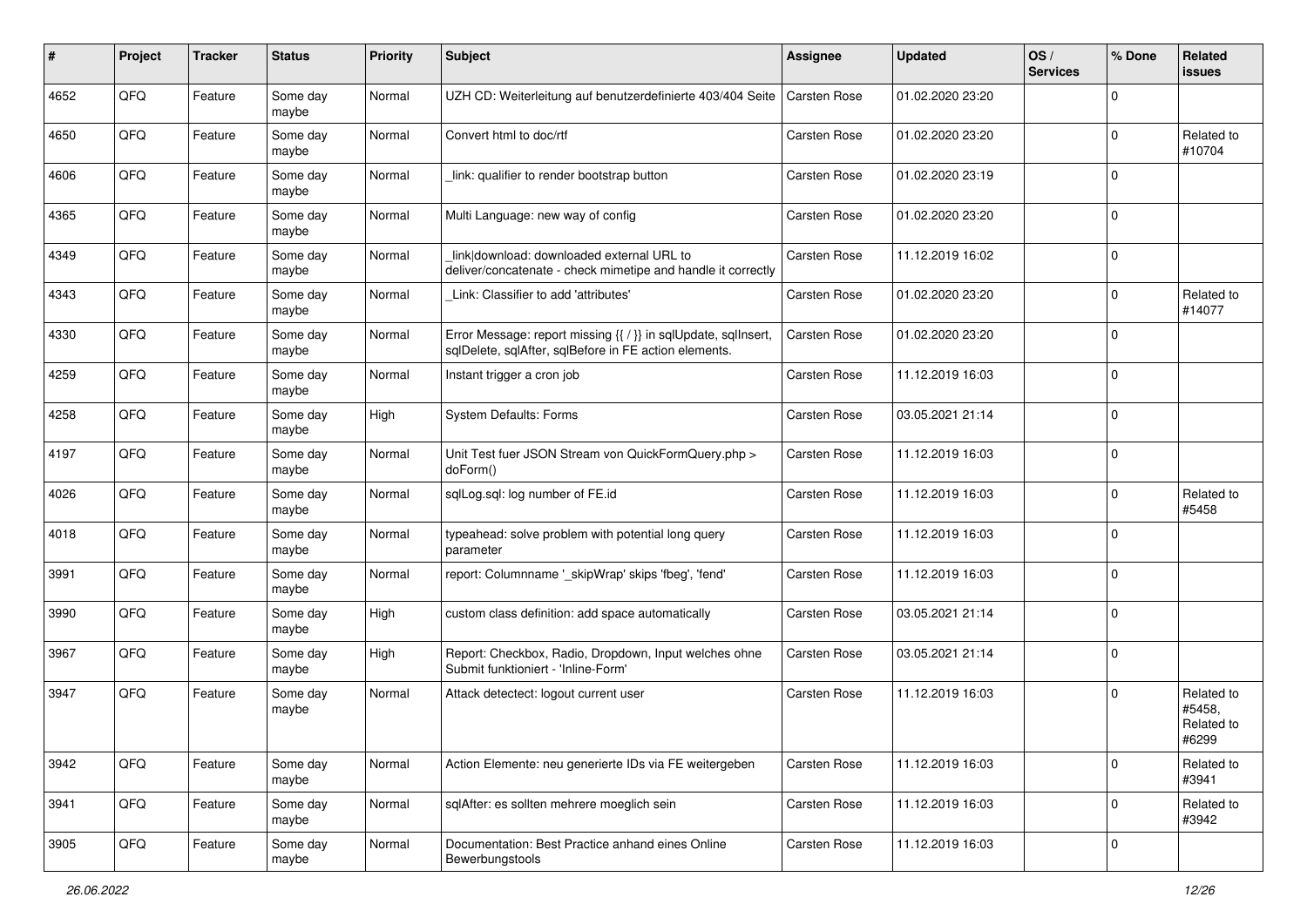| # | Project | Tracker | Status | Priority | Subject | Assignee | Updated | OS / Services | % Done | Related issues |
|---|---|---|---|---|---|---|---|---|---|---|
| 4652 | QFQ | Feature | Some day maybe | Normal | UZH CD: Weiterleitung auf benutzerdefinierte 403/404 Seite | Carsten Rose | 01.02.2020 23:20 | | 0 | |
| 4650 | QFQ | Feature | Some day maybe | Normal | Convert html to doc/rtf | Carsten Rose | 01.02.2020 23:20 | | 0 | Related to #10704 |
| 4606 | QFQ | Feature | Some day maybe | Normal | _link: qualifier to render bootstrap button | Carsten Rose | 01.02.2020 23:19 | | 0 | |
| 4365 | QFQ | Feature | Some day maybe | Normal | Multi Language: new way of config | Carsten Rose | 01.02.2020 23:20 | | 0 | |
| 4349 | QFQ | Feature | Some day maybe | Normal | link\|download: downloaded external URL to deliver/concatenate - check mimetipe and handle it correctly | Carsten Rose | 11.12.2019 16:02 | | 0 | |
| 4343 | QFQ | Feature | Some day maybe | Normal | _Link: Classifier to add 'attributes' | Carsten Rose | 01.02.2020 23:20 | | 0 | Related to #14077 |
| 4330 | QFQ | Feature | Some day maybe | Normal | Error Message: report missing {{ / }} in sqlUpdate, sqlInsert, sqlDelete, sqlAfter, sqlBefore in FE action elements. | Carsten Rose | 01.02.2020 23:20 | | 0 | |
| 4259 | QFQ | Feature | Some day maybe | Normal | Instant trigger a cron job | Carsten Rose | 11.12.2019 16:03 | | 0 | |
| 4258 | QFQ | Feature | Some day maybe | High | System Defaults: Forms | Carsten Rose | 03.05.2021 21:14 | | 0 | |
| 4197 | QFQ | Feature | Some day maybe | Normal | Unit Test fuer JSON Stream von QuickFormQuery.php > doForm() | Carsten Rose | 11.12.2019 16:03 | | 0 | |
| 4026 | QFQ | Feature | Some day maybe | Normal | sqlLog.sql: log number of FE.id | Carsten Rose | 11.12.2019 16:03 | | 0 | Related to #5458 |
| 4018 | QFQ | Feature | Some day maybe | Normal | typeahead: solve problem with potential long query parameter | Carsten Rose | 11.12.2019 16:03 | | 0 | |
| 3991 | QFQ | Feature | Some day maybe | Normal | report: Columnname '_skipWrap' skips 'fbeg', 'fend' | Carsten Rose | 11.12.2019 16:03 | | 0 | |
| 3990 | QFQ | Feature | Some day maybe | High | custom class definition: add space automatically | Carsten Rose | 03.05.2021 21:14 | | 0 | |
| 3967 | QFQ | Feature | Some day maybe | High | Report: Checkbox, Radio, Dropdown, Input welches ohne Submit funktioniert - 'Inline-Form' | Carsten Rose | 03.05.2021 21:14 | | 0 | |
| 3947 | QFQ | Feature | Some day maybe | Normal | Attack detectect: logout current user | Carsten Rose | 11.12.2019 16:03 | | 0 | Related to #5458, Related to #6299 |
| 3942 | QFQ | Feature | Some day maybe | Normal | Action Elemente: neu generierte IDs via FE weitergeben | Carsten Rose | 11.12.2019 16:03 | | 0 | Related to #3941 |
| 3941 | QFQ | Feature | Some day maybe | Normal | sqlAfter: es sollten mehrere moeglich sein | Carsten Rose | 11.12.2019 16:03 | | 0 | Related to #3942 |
| 3905 | QFQ | Feature | Some day maybe | Normal | Documentation: Best Practice anhand eines Online Bewerbungstools | Carsten Rose | 11.12.2019 16:03 | | 0 | |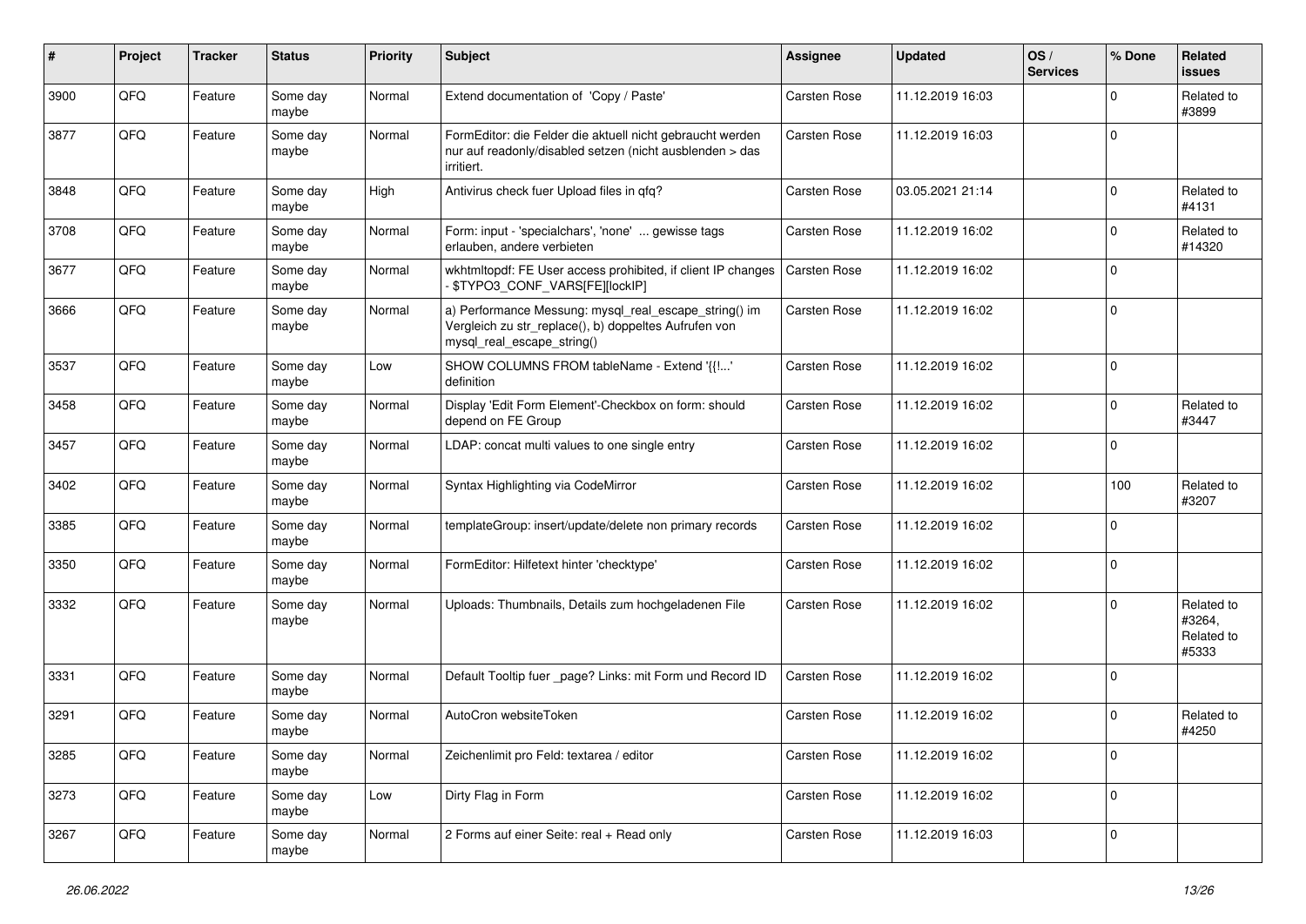| # | Project | Tracker | Status | Priority | Subject | Assignee | Updated | OS / Services | % Done | Related issues |
|---|---|---|---|---|---|---|---|---|---|---|
| 3900 | QFQ | Feature | Some day maybe | Normal | Extend documentation of 'Copy / Paste' | Carsten Rose | 11.12.2019 16:03 | | 0 | Related to #3899 |
| 3877 | QFQ | Feature | Some day maybe | Normal | FormEditor: die Felder die aktuell nicht gebraucht werden nur auf readonly/disabled setzen (nicht ausblenden > das irritiert. | Carsten Rose | 11.12.2019 16:03 | | 0 | |
| 3848 | QFQ | Feature | Some day maybe | High | Antivirus check fuer Upload files in qfq? | Carsten Rose | 03.05.2021 21:14 | | 0 | Related to #4131 |
| 3708 | QFQ | Feature | Some day maybe | Normal | Form: input - 'specialchars', 'none' ... gewisse tags erlauben, andere verbieten | Carsten Rose | 11.12.2019 16:02 | | 0 | Related to #14320 |
| 3677 | QFQ | Feature | Some day maybe | Normal | wkhtmltopdf: FE User access prohibited, if client IP changes - $TYPO3_CONF_VARS[FE][lockIP] | Carsten Rose | 11.12.2019 16:02 | | 0 | |
| 3666 | QFQ | Feature | Some day maybe | Normal | a) Performance Messung: mysql_real_escape_string() im Vergleich zu str_replace(), b) doppeltes Aufrufen von mysql_real_escape_string() | Carsten Rose | 11.12.2019 16:02 | | 0 | |
| 3537 | QFQ | Feature | Some day maybe | Low | SHOW COLUMNS FROM tableName - Extend '{{!...' definition | Carsten Rose | 11.12.2019 16:02 | | 0 | |
| 3458 | QFQ | Feature | Some day maybe | Normal | Display 'Edit Form Element'-Checkbox on form: should depend on FE Group | Carsten Rose | 11.12.2019 16:02 | | 0 | Related to #3447 |
| 3457 | QFQ | Feature | Some day maybe | Normal | LDAP: concat multi values to one single entry | Carsten Rose | 11.12.2019 16:02 | | 0 | |
| 3402 | QFQ | Feature | Some day maybe | Normal | Syntax Highlighting via CodeMirror | Carsten Rose | 11.12.2019 16:02 | | 100 | Related to #3207 |
| 3385 | QFQ | Feature | Some day maybe | Normal | templateGroup: insert/update/delete non primary records | Carsten Rose | 11.12.2019 16:02 | | 0 | |
| 3350 | QFQ | Feature | Some day maybe | Normal | FormEditor: Hilfetext hinter 'checktype' | Carsten Rose | 11.12.2019 16:02 | | 0 | |
| 3332 | QFQ | Feature | Some day maybe | Normal | Uploads: Thumbnails, Details zum hochgeladenen File | Carsten Rose | 11.12.2019 16:02 | | 0 | Related to #3264, Related to #5333 |
| 3331 | QFQ | Feature | Some day maybe | Normal | Default Tooltip fuer _page? Links: mit Form und Record ID | Carsten Rose | 11.12.2019 16:02 | | 0 | |
| 3291 | QFQ | Feature | Some day maybe | Normal | AutoCron websiteToken | Carsten Rose | 11.12.2019 16:02 | | 0 | Related to #4250 |
| 3285 | QFQ | Feature | Some day maybe | Normal | Zeichenlimit pro Feld: textarea / editor | Carsten Rose | 11.12.2019 16:02 | | 0 | |
| 3273 | QFQ | Feature | Some day maybe | Low | Dirty Flag in Form | Carsten Rose | 11.12.2019 16:02 | | 0 | |
| 3267 | QFQ | Feature | Some day maybe | Normal | 2 Forms auf einer Seite: real + Read only | Carsten Rose | 11.12.2019 16:03 | | 0 | |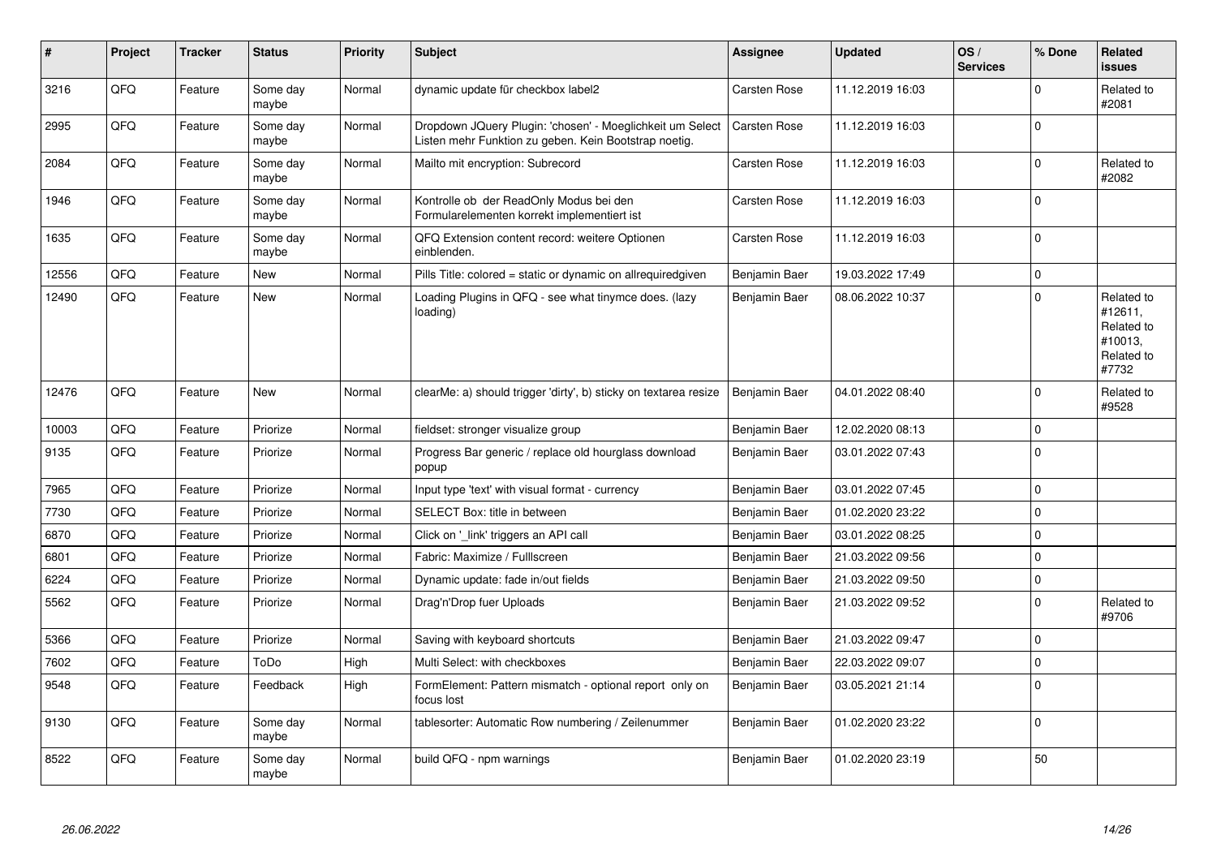| # | Project | Tracker | Status | Priority | Subject | Assignee | Updated | OS / Services | % Done | Related issues |
|---|---|---|---|---|---|---|---|---|---|---|
| 3216 | QFQ | Feature | Some day maybe | Normal | dynamic update für checkbox label2 | Carsten Rose | 11.12.2019 16:03 | | 0 | Related to #2081 |
| 2995 | QFQ | Feature | Some day maybe | Normal | Dropdown JQuery Plugin: 'chosen' - Moeglichkeit um Select Listen mehr Funktion zu geben. Kein Bootstrap noetig. | Carsten Rose | 11.12.2019 16:03 | | 0 | |
| 2084 | QFQ | Feature | Some day maybe | Normal | Mailto mit encryption: Subrecord | Carsten Rose | 11.12.2019 16:03 | | 0 | Related to #2082 |
| 1946 | QFQ | Feature | Some day maybe | Normal | Kontrolle ob der ReadOnly Modus bei den Formularelementen korrekt implementiert ist | Carsten Rose | 11.12.2019 16:03 | | 0 | |
| 1635 | QFQ | Feature | Some day maybe | Normal | QFQ Extension content record: weitere Optionen einblenden. | Carsten Rose | 11.12.2019 16:03 | | 0 | |
| 12556 | QFQ | Feature | New | Normal | Pills Title: colored = static or dynamic on allrequiredgiven | Benjamin Baer | 19.03.2022 17:49 | | 0 | |
| 12490 | QFQ | Feature | New | Normal | Loading Plugins in QFQ - see what tinymce does. (lazy loading) | Benjamin Baer | 08.06.2022 10:37 | | 0 | Related to #12611, Related to #10013, Related to #7732 |
| 12476 | QFQ | Feature | New | Normal | clearMe: a) should trigger 'dirty', b) sticky on textarea resize | Benjamin Baer | 04.01.2022 08:40 | | 0 | Related to #9528 |
| 10003 | QFQ | Feature | Priorize | Normal | fieldset: stronger visualize group | Benjamin Baer | 12.02.2020 08:13 | | 0 | |
| 9135 | QFQ | Feature | Priorize | Normal | Progress Bar generic / replace old hourglass download popup | Benjamin Baer | 03.01.2022 07:43 | | 0 | |
| 7965 | QFQ | Feature | Priorize | Normal | Input type 'text' with visual format - currency | Benjamin Baer | 03.01.2022 07:45 | | 0 | |
| 7730 | QFQ | Feature | Priorize | Normal | SELECT Box: title in between | Benjamin Baer | 01.02.2020 23:22 | | 0 | |
| 6870 | QFQ | Feature | Priorize | Normal | Click on '_link' triggers an API call | Benjamin Baer | 03.01.2022 08:25 | | 0 | |
| 6801 | QFQ | Feature | Priorize | Normal | Fabric: Maximize / Fulllscreen | Benjamin Baer | 21.03.2022 09:56 | | 0 | |
| 6224 | QFQ | Feature | Priorize | Normal | Dynamic update: fade in/out fields | Benjamin Baer | 21.03.2022 09:50 | | 0 | |
| 5562 | QFQ | Feature | Priorize | Normal | Drag'n'Drop fuer Uploads | Benjamin Baer | 21.03.2022 09:52 | | 0 | Related to #9706 |
| 5366 | QFQ | Feature | Priorize | Normal | Saving with keyboard shortcuts | Benjamin Baer | 21.03.2022 09:47 | | 0 | |
| 7602 | QFQ | Feature | ToDo | High | Multi Select: with checkboxes | Benjamin Baer | 22.03.2022 09:07 | | 0 | |
| 9548 | QFQ | Feature | Feedback | High | FormElement: Pattern mismatch - optional report only on focus lost | Benjamin Baer | 03.05.2021 21:14 | | 0 | |
| 9130 | QFQ | Feature | Some day maybe | Normal | tablesorter: Automatic Row numbering / Zeilenummer | Benjamin Baer | 01.02.2020 23:22 | | 0 | |
| 8522 | QFQ | Feature | Some day maybe | Normal | build QFQ - npm warnings | Benjamin Baer | 01.02.2020 23:19 | | 50 | |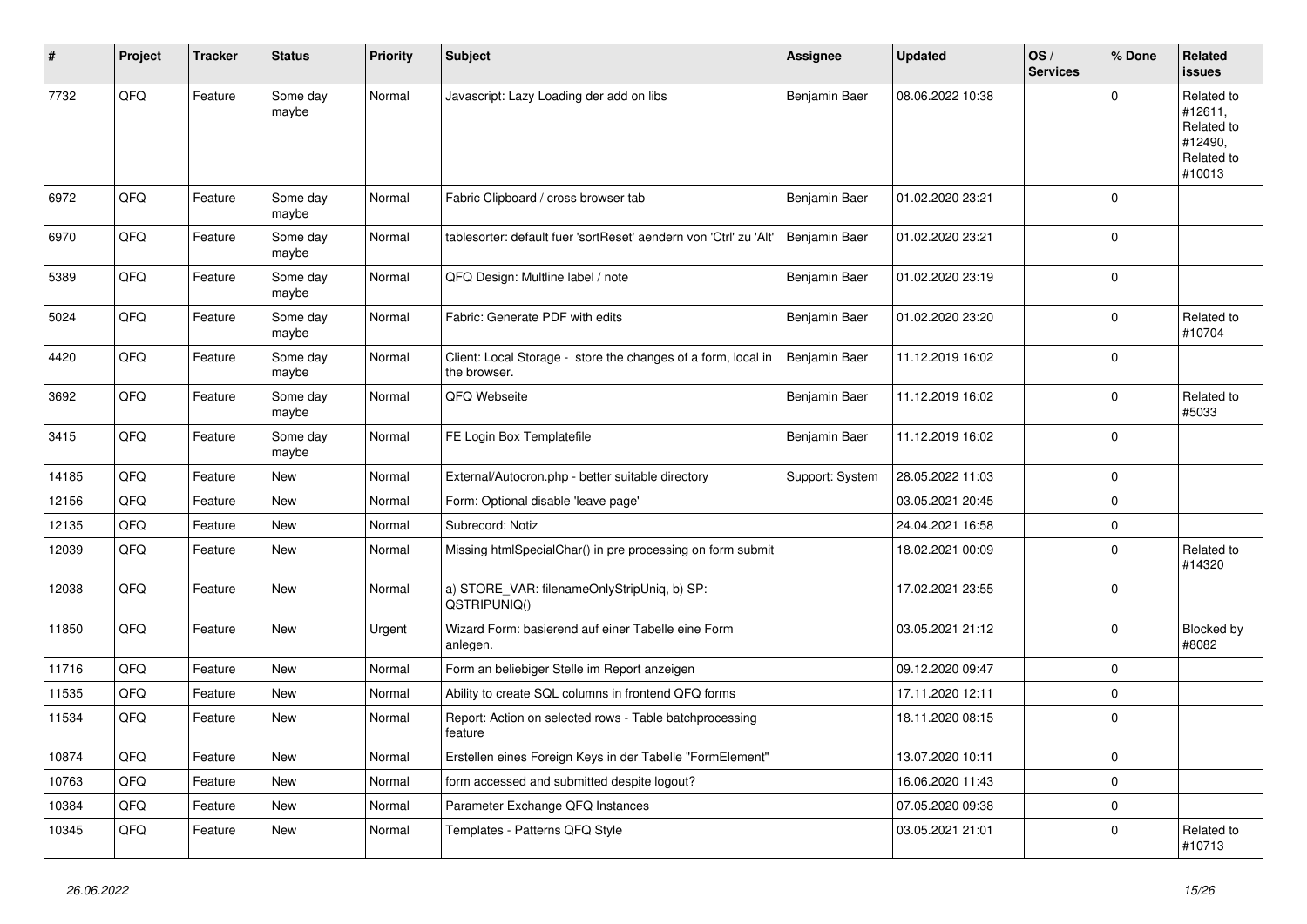| # | Project | Tracker | Status | Priority | Subject | Assignee | Updated | OS / Services | % Done | Related issues |
|---|---|---|---|---|---|---|---|---|---|---|
| 7732 | QFQ | Feature | Some day maybe | Normal | Javascript: Lazy Loading der add on libs | Benjamin Baer | 08.06.2022 10:38 | | 0 | Related to #12611, Related to #12490, Related to #10013 |
| 6972 | QFQ | Feature | Some day maybe | Normal | Fabric Clipboard / cross browser tab | Benjamin Baer | 01.02.2020 23:21 | | 0 | |
| 6970 | QFQ | Feature | Some day maybe | Normal | tablesorter: default fuer 'sortReset' aendern von 'Ctrl' zu 'Alt' | Benjamin Baer | 01.02.2020 23:21 | | 0 | |
| 5389 | QFQ | Feature | Some day maybe | Normal | QFQ Design: Multline label / note | Benjamin Baer | 01.02.2020 23:19 | | 0 | |
| 5024 | QFQ | Feature | Some day maybe | Normal | Fabric: Generate PDF with edits | Benjamin Baer | 01.02.2020 23:20 | | 0 | Related to #10704 |
| 4420 | QFQ | Feature | Some day maybe | Normal | Client: Local Storage - store the changes of a form, local in the browser. | Benjamin Baer | 11.12.2019 16:02 | | 0 | |
| 3692 | QFQ | Feature | Some day maybe | Normal | QFQ Webseite | Benjamin Baer | 11.12.2019 16:02 | | 0 | Related to #5033 |
| 3415 | QFQ | Feature | Some day maybe | Normal | FE Login Box Templatefile | Benjamin Baer | 11.12.2019 16:02 | | 0 | |
| 14185 | QFQ | Feature | New | Normal | External/Autocron.php - better suitable directory | Support: System | 28.05.2022 11:03 | | 0 | |
| 12156 | QFQ | Feature | New | Normal | Form: Optional disable 'leave page' | | 03.05.2021 20:45 | | 0 | |
| 12135 | QFQ | Feature | New | Normal | Subrecord: Notiz | | 24.04.2021 16:58 | | 0 | |
| 12039 | QFQ | Feature | New | Normal | Missing htmlSpecialChar() in pre processing on form submit | | 18.02.2021 00:09 | | 0 | Related to #14320 |
| 12038 | QFQ | Feature | New | Normal | a) STORE_VAR: filenameOnlyStripUniq, b) SP: QSTRIPUNIQ() | | 17.02.2021 23:55 | | 0 | |
| 11850 | QFQ | Feature | New | Urgent | Wizard Form: basierend auf einer Tabelle eine Form anlegen. | | 03.05.2021 21:12 | | 0 | Blocked by #8082 |
| 11716 | QFQ | Feature | New | Normal | Form an beliebiger Stelle im Report anzeigen | | 09.12.2020 09:47 | | 0 | |
| 11535 | QFQ | Feature | New | Normal | Ability to create SQL columns in frontend QFQ forms | | 17.11.2020 12:11 | | 0 | |
| 11534 | QFQ | Feature | New | Normal | Report: Action on selected rows - Table batchprocessing feature | | 18.11.2020 08:15 | | 0 | |
| 10874 | QFQ | Feature | New | Normal | Erstellen eines Foreign Keys in der Tabelle "FormElement" | | 13.07.2020 10:11 | | 0 | |
| 10763 | QFQ | Feature | New | Normal | form accessed and submitted despite logout? | | 16.06.2020 11:43 | | 0 | |
| 10384 | QFQ | Feature | New | Normal | Parameter Exchange QFQ Instances | | 07.05.2020 09:38 | | 0 | |
| 10345 | QFQ | Feature | New | Normal | Templates - Patterns QFQ Style | | 03.05.2021 21:01 | | 0 | Related to #10713 |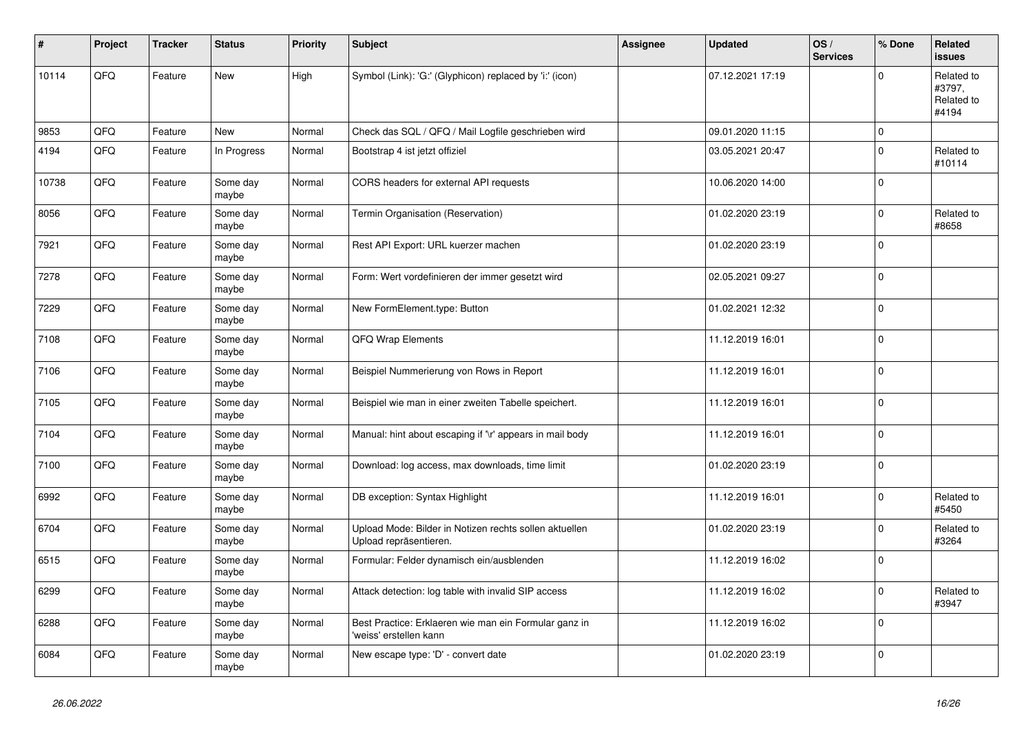| # | Project | Tracker | Status | Priority | Subject | Assignee | Updated | OS / Services | % Done | Related issues |
|---|---|---|---|---|---|---|---|---|---|---|
| 10114 | QFQ | Feature | New | High | Symbol (Link): 'G:' (Glyphicon) replaced by 'i:' (icon) | | 07.12.2021 17:19 | | 0 | Related to #3797, Related to #4194 |
| 9853 | QFQ | Feature | New | Normal | Check das SQL / QFQ / Mail Logfile geschrieben wird | | 09.01.2020 11:15 | | 0 | |
| 4194 | QFQ | Feature | In Progress | Normal | Bootstrap 4 ist jetzt offiziel | | 03.05.2021 20:47 | | 0 | Related to #10114 |
| 10738 | QFQ | Feature | Some day maybe | Normal | CORS headers for external API requests | | 10.06.2020 14:00 | | 0 | |
| 8056 | QFQ | Feature | Some day maybe | Normal | Termin Organisation (Reservation) | | 01.02.2020 23:19 | | 0 | Related to #8658 |
| 7921 | QFQ | Feature | Some day maybe | Normal | Rest API Export: URL kuerzer machen | | 01.02.2020 23:19 | | 0 | |
| 7278 | QFQ | Feature | Some day maybe | Normal | Form: Wert vordefinieren der immer gesetzt wird | | 02.05.2021 09:27 | | 0 | |
| 7229 | QFQ | Feature | Some day maybe | Normal | New FormElement.type: Button | | 01.02.2021 12:32 | | 0 | |
| 7108 | QFQ | Feature | Some day maybe | Normal | QFQ Wrap Elements | | 11.12.2019 16:01 | | 0 | |
| 7106 | QFQ | Feature | Some day maybe | Normal | Beispiel Nummerierung von Rows in Report | | 11.12.2019 16:01 | | 0 | |
| 7105 | QFQ | Feature | Some day maybe | Normal | Beispiel wie man in einer zweiten Tabelle speichert. | | 11.12.2019 16:01 | | 0 | |
| 7104 | QFQ | Feature | Some day maybe | Normal | Manual: hint about escaping if '\r' appears in mail body | | 11.12.2019 16:01 | | 0 | |
| 7100 | QFQ | Feature | Some day maybe | Normal | Download: log access, max downloads, time limit | | 01.02.2020 23:19 | | 0 | |
| 6992 | QFQ | Feature | Some day maybe | Normal | DB exception: Syntax Highlight | | 11.12.2019 16:01 | | 0 | Related to #5450 |
| 6704 | QFQ | Feature | Some day maybe | Normal | Upload Mode: Bilder in Notizen rechts sollen aktuellen Upload repräsentieren. | | 01.02.2020 23:19 | | 0 | Related to #3264 |
| 6515 | QFQ | Feature | Some day maybe | Normal | Formular: Felder dynamisch ein/ausblenden | | 11.12.2019 16:02 | | 0 | |
| 6299 | QFQ | Feature | Some day maybe | Normal | Attack detection: log table with invalid SIP access | | 11.12.2019 16:02 | | 0 | Related to #3947 |
| 6288 | QFQ | Feature | Some day maybe | Normal | Best Practice: Erklaeren wie man ein Formular ganz in 'weiss' erstellen kann | | 11.12.2019 16:02 | | 0 | |
| 6084 | QFQ | Feature | Some day maybe | Normal | New escape type: 'D' - convert date | | 01.02.2020 23:19 | | 0 | |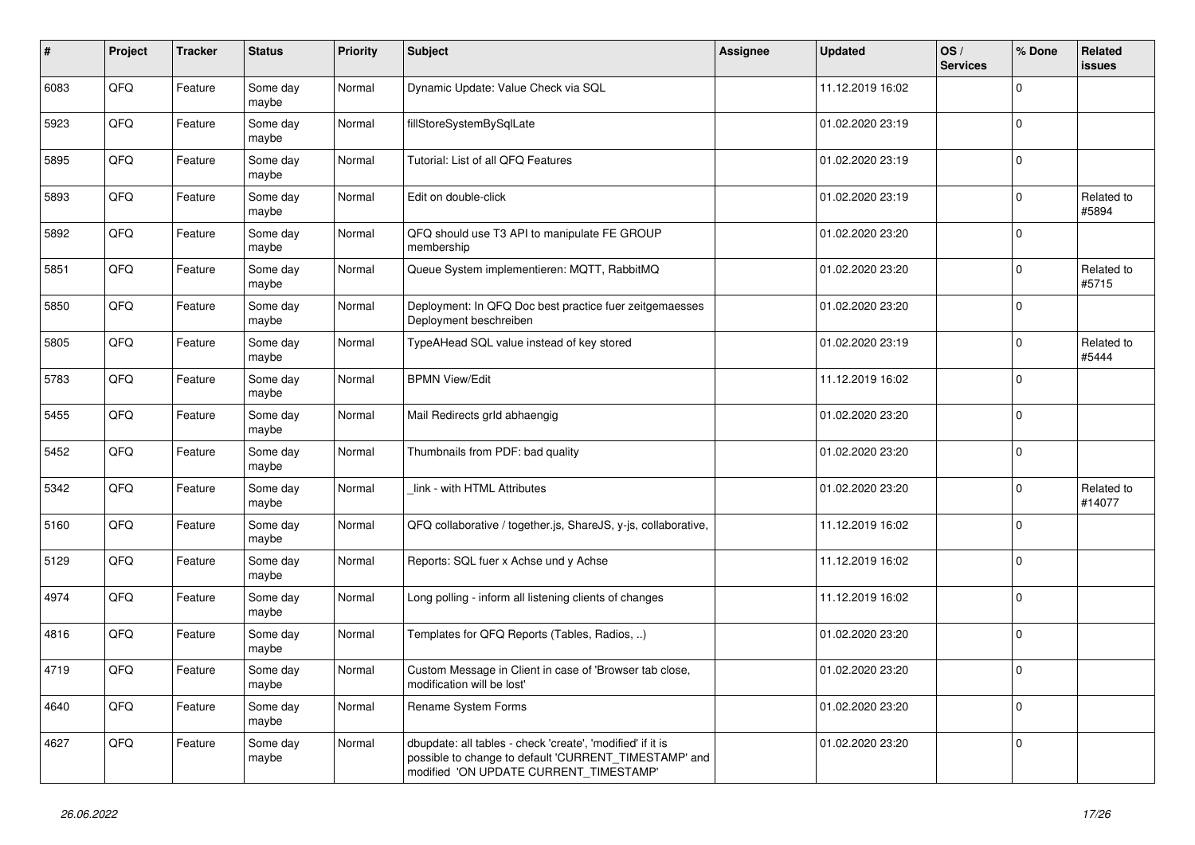| # | Project | Tracker | Status | Priority | Subject | Assignee | Updated | OS / Services | % Done | Related issues |
|---|---|---|---|---|---|---|---|---|---|---|
| 6083 | QFQ | Feature | Some day maybe | Normal | Dynamic Update: Value Check via SQL | | 11.12.2019 16:02 | | 0 | |
| 5923 | QFQ | Feature | Some day maybe | Normal | fillStoreSystemBySqlLate | | 01.02.2020 23:19 | | 0 | |
| 5895 | QFQ | Feature | Some day maybe | Normal | Tutorial: List of all QFQ Features | | 01.02.2020 23:19 | | 0 | |
| 5893 | QFQ | Feature | Some day maybe | Normal | Edit on double-click | | 01.02.2020 23:19 | | 0 | Related to #5894 |
| 5892 | QFQ | Feature | Some day maybe | Normal | QFQ should use T3 API to manipulate FE GROUP membership | | 01.02.2020 23:20 | | 0 | |
| 5851 | QFQ | Feature | Some day maybe | Normal | Queue System implementieren: MQTT, RabbitMQ | | 01.02.2020 23:20 | | 0 | Related to #5715 |
| 5850 | QFQ | Feature | Some day maybe | Normal | Deployment: In QFQ Doc best practice fuer zeitgemaesses Deployment beschreiben | | 01.02.2020 23:20 | | 0 | |
| 5805 | QFQ | Feature | Some day maybe | Normal | TypeAHead SQL value instead of key stored | | 01.02.2020 23:19 | | 0 | Related to #5444 |
| 5783 | QFQ | Feature | Some day maybe | Normal | BPMN View/Edit | | 11.12.2019 16:02 | | 0 | |
| 5455 | QFQ | Feature | Some day maybe | Normal | Mail Redirects grId abhaengig | | 01.02.2020 23:20 | | 0 | |
| 5452 | QFQ | Feature | Some day maybe | Normal | Thumbnails from PDF: bad quality | | 01.02.2020 23:20 | | 0 | |
| 5342 | QFQ | Feature | Some day maybe | Normal | _link - with HTML Attributes | | 01.02.2020 23:20 | | 0 | Related to #14077 |
| 5160 | QFQ | Feature | Some day maybe | Normal | QFQ collaborative / together.js, ShareJS, y-js, collaborative, | | 11.12.2019 16:02 | | 0 | |
| 5129 | QFQ | Feature | Some day maybe | Normal | Reports: SQL fuer x Achse und y Achse | | 11.12.2019 16:02 | | 0 | |
| 4974 | QFQ | Feature | Some day maybe | Normal | Long polling - inform all listening clients of changes | | 11.12.2019 16:02 | | 0 | |
| 4816 | QFQ | Feature | Some day maybe | Normal | Templates for QFQ Reports (Tables, Radios, ..) | | 01.02.2020 23:20 | | 0 | |
| 4719 | QFQ | Feature | Some day maybe | Normal | Custom Message in Client in case of 'Browser tab close, modification will be lost' | | 01.02.2020 23:20 | | 0 | |
| 4640 | QFQ | Feature | Some day maybe | Normal | Rename System Forms | | 01.02.2020 23:20 | | 0 | |
| 4627 | QFQ | Feature | Some day maybe | Normal | dbupdate: all tables - check 'create', 'modified' if it is possible to change to default 'CURRENT_TIMESTAMP' and modified 'ON UPDATE CURRENT_TIMESTAMP' | | 01.02.2020 23:20 | | 0 | |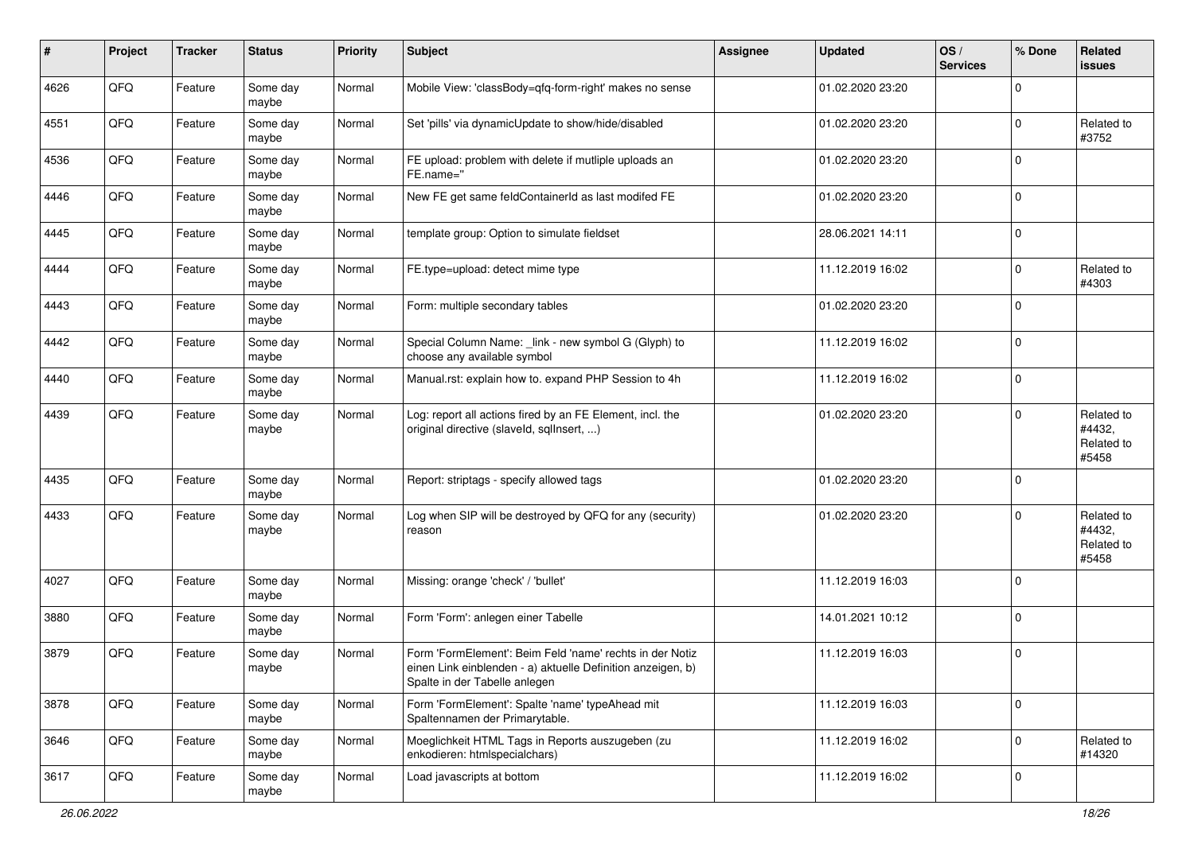| # | Project | Tracker | Status | Priority | Subject | Assignee | Updated | OS / Services | % Done | Related issues |
|---|---|---|---|---|---|---|---|---|---|---|
| 4626 | QFQ | Feature | Some day maybe | Normal | Mobile View: 'classBody=qfq-form-right' makes no sense | | 01.02.2020 23:20 | | 0 | |
| 4551 | QFQ | Feature | Some day maybe | Normal | Set 'pills' via dynamicUpdate to show/hide/disabled | | 01.02.2020 23:20 | | 0 | Related to #3752 |
| 4536 | QFQ | Feature | Some day maybe | Normal | FE upload: problem with delete if mutliple uploads an FE.name=" | | 01.02.2020 23:20 | | 0 | |
| 4446 | QFQ | Feature | Some day maybe | Normal | New FE get same feldContainerId as last modifed FE | | 01.02.2020 23:20 | | 0 | |
| 4445 | QFQ | Feature | Some day maybe | Normal | template group: Option to simulate fieldset | | 28.06.2021 14:11 | | 0 | |
| 4444 | QFQ | Feature | Some day maybe | Normal | FE.type=upload: detect mime type | | 11.12.2019 16:02 | | 0 | Related to #4303 |
| 4443 | QFQ | Feature | Some day maybe | Normal | Form: multiple secondary tables | | 01.02.2020 23:20 | | 0 | |
| 4442 | QFQ | Feature | Some day maybe | Normal | Special Column Name: _link - new symbol G (Glyph) to choose any available symbol | | 11.12.2019 16:02 | | 0 | |
| 4440 | QFQ | Feature | Some day maybe | Normal | Manual.rst: explain how to. expand PHP Session to 4h | | 11.12.2019 16:02 | | 0 | |
| 4439 | QFQ | Feature | Some day maybe | Normal | Log: report all actions fired by an FE Element, incl. the original directive (slaveId, sqlInsert, ...) | | 01.02.2020 23:20 | | 0 | Related to #4432, Related to #5458 |
| 4435 | QFQ | Feature | Some day maybe | Normal | Report: striptags - specify allowed tags | | 01.02.2020 23:20 | | 0 | |
| 4433 | QFQ | Feature | Some day maybe | Normal | Log when SIP will be destroyed by QFQ for any (security) reason | | 01.02.2020 23:20 | | 0 | Related to #4432, Related to #5458 |
| 4027 | QFQ | Feature | Some day maybe | Normal | Missing: orange 'check' / 'bullet' | | 11.12.2019 16:03 | | 0 | |
| 3880 | QFQ | Feature | Some day maybe | Normal | Form 'Form': anlegen einer Tabelle | | 14.01.2021 10:12 | | 0 | |
| 3879 | QFQ | Feature | Some day maybe | Normal | Form 'FormElement': Beim Feld 'name' rechts in der Notiz einen Link einblenden - a) aktuelle Definition anzeigen, b) Spalte in der Tabelle anlegen | | 11.12.2019 16:03 | | 0 | |
| 3878 | QFQ | Feature | Some day maybe | Normal | Form 'FormElement': Spalte 'name' typeAhead mit Spaltennamen der Primarytable. | | 11.12.2019 16:03 | | 0 | |
| 3646 | QFQ | Feature | Some day maybe | Normal | Moeglichkeit HTML Tags in Reports auszugeben (zu enkodieren: htmlspecialchars) | | 11.12.2019 16:02 | | 0 | Related to #14320 |
| 3617 | QFQ | Feature | Some day maybe | Normal | Load javascripts at bottom | | 11.12.2019 16:02 | | 0 | |

26.06.2022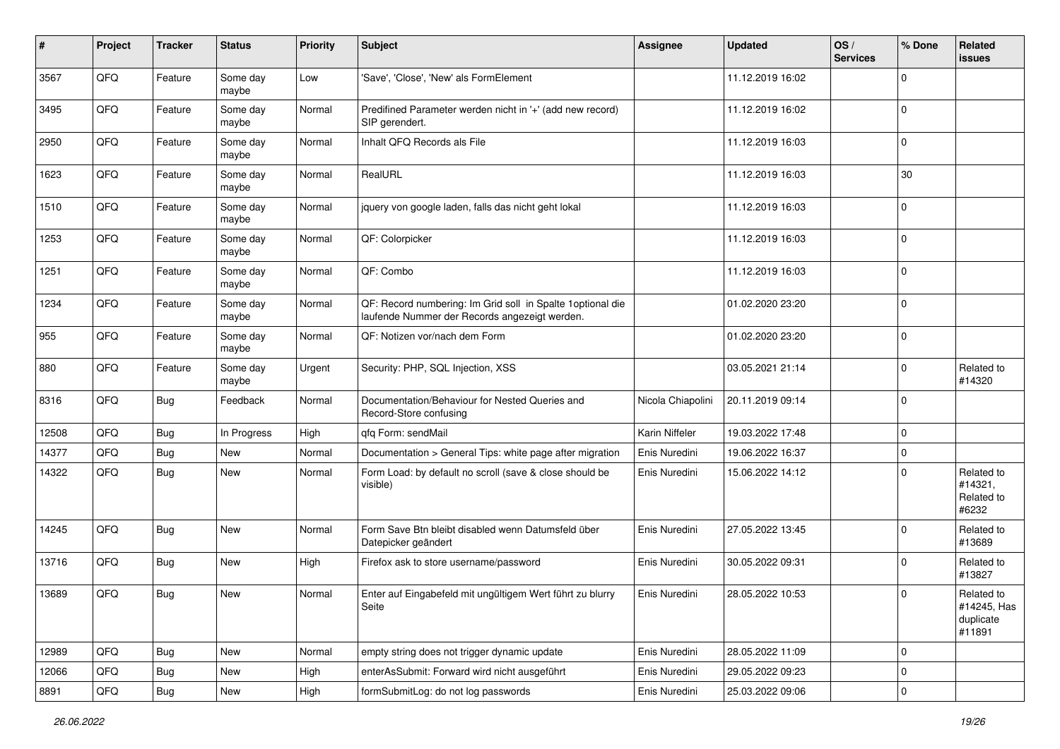| # | Project | Tracker | Status | Priority | Subject | Assignee | Updated | OS / Services | % Done | Related issues |
|---|---|---|---|---|---|---|---|---|---|---|
| 3567 | QFQ | Feature | Some day maybe | Low | 'Save', 'Close', 'New' als FormElement | | 11.12.2019 16:02 | | 0 | |
| 3495 | QFQ | Feature | Some day maybe | Normal | Predifined Parameter werden nicht in '+' (add new record) SIP gerendert. | | 11.12.2019 16:02 | | 0 | |
| 2950 | QFQ | Feature | Some day maybe | Normal | Inhalt QFQ Records als File | | 11.12.2019 16:03 | | 0 | |
| 1623 | QFQ | Feature | Some day maybe | Normal | RealURL | | 11.12.2019 16:03 | | 30 | |
| 1510 | QFQ | Feature | Some day maybe | Normal | jquery von google laden, falls das nicht geht lokal | | 11.12.2019 16:03 | | 0 | |
| 1253 | QFQ | Feature | Some day maybe | Normal | QF: Colorpicker | | 11.12.2019 16:03 | | 0 | |
| 1251 | QFQ | Feature | Some day maybe | Normal | QF: Combo | | 11.12.2019 16:03 | | 0 | |
| 1234 | QFQ | Feature | Some day maybe | Normal | QF: Record numbering: Im Grid soll in Spalte 1optional die laufende Nummer der Records angezeigt werden. | | 01.02.2020 23:20 | | 0 | |
| 955 | QFQ | Feature | Some day maybe | Normal | QF: Notizen vor/nach dem Form | | 01.02.2020 23:20 | | 0 | |
| 880 | QFQ | Feature | Some day maybe | Urgent | Security: PHP, SQL Injection, XSS | | 03.05.2021 21:14 | | 0 | Related to #14320 |
| 8316 | QFQ | Bug | Feedback | Normal | Documentation/Behaviour for Nested Queries and Record-Store confusing | Nicola Chiapolini | 20.11.2019 09:14 | | 0 | |
| 12508 | QFQ | Bug | In Progress | High | qfq Form: sendMail | Karin Niffeler | 19.03.2022 17:48 | | 0 | |
| 14377 | QFQ | Bug | New | Normal | Documentation > General Tips: white page after migration | Enis Nuredini | 19.06.2022 16:37 | | 0 | |
| 14322 | QFQ | Bug | New | Normal | Form Load: by default no scroll (save & close should be visible) | Enis Nuredini | 15.06.2022 14:12 | | 0 | Related to #14321, Related to #6232 |
| 14245 | QFQ | Bug | New | Normal | Form Save Btn bleibt disabled wenn Datumsfeld über Datepicker geändert | Enis Nuredini | 27.05.2022 13:45 | | 0 | Related to #13689 |
| 13716 | QFQ | Bug | New | High | Firefox ask to store username/password | Enis Nuredini | 30.05.2022 09:31 | | 0 | Related to #13827 |
| 13689 | QFQ | Bug | New | Normal | Enter auf Eingabefeld mit ungültigem Wert führt zu blurry Seite | Enis Nuredini | 28.05.2022 10:53 | | 0 | Related to #14245, Has duplicate #11891 |
| 12989 | QFQ | Bug | New | Normal | empty string does not trigger dynamic update | Enis Nuredini | 28.05.2022 11:09 | | 0 | |
| 12066 | QFQ | Bug | New | High | enterAsSubmit: Forward wird nicht ausgeführt | Enis Nuredini | 29.05.2022 09:23 | | 0 | |
| 8891 | QFQ | Bug | New | High | formSubmitLog: do not log passwords | Enis Nuredini | 25.03.2022 09:06 | | 0 | |

*26.06.2022*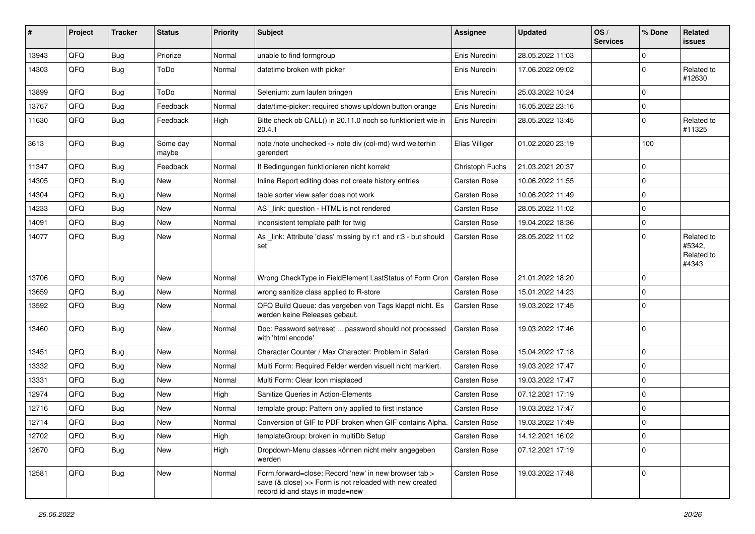| # | Project | Tracker | Status | Priority | Subject | Assignee | Updated | OS / Services | % Done | Related issues |
|---|---|---|---|---|---|---|---|---|---|---|
| 13943 | QFQ | Bug | Priorize | Normal | unable to find formgroup | Enis Nuredini | 28.05.2022 11:03 | | 0 | |
| 14303 | QFQ | Bug | ToDo | Normal | datetime broken with picker | Enis Nuredini | 17.06.2022 09:02 | | 0 | Related to #12630 |
| 13899 | QFQ | Bug | ToDo | Normal | Selenium: zum laufen bringen | Enis Nuredini | 25.03.2022 10:24 | | 0 | |
| 13767 | QFQ | Bug | Feedback | Normal | date/time-picker: required shows up/down button orange | Enis Nuredini | 16.05.2022 23:16 | | 0 | |
| 11630 | QFQ | Bug | Feedback | High | Bitte check ob CALL() in 20.11.0 noch so funktioniert wie in 20.4.1 | Enis Nuredini | 28.05.2022 13:45 | | 0 | Related to #11325 |
| 3613 | QFQ | Bug | Some day maybe | Normal | note /note unchecked -> note div (col-md) wird weiterhin gerendert | Elias Villiger | 01.02.2020 23:19 | | 100 | |
| 11347 | QFQ | Bug | Feedback | Normal | If Bedingungen funktionieren nicht korrekt | Christoph Fuchs | 21.03.2021 20:37 | | 0 | |
| 14305 | QFQ | Bug | New | Normal | Inline Report editing does not create history entries | Carsten Rose | 10.06.2022 11:55 | | 0 | |
| 14304 | QFQ | Bug | New | Normal | table sorter view safer does not work | Carsten Rose | 10.06.2022 11:49 | | 0 | |
| 14233 | QFQ | Bug | New | Normal | AS _link: question - HTML is not rendered | Carsten Rose | 28.05.2022 11:02 | | 0 | |
| 14091 | QFQ | Bug | New | Normal | inconsistent template path for twig | Carsten Rose | 19.04.2022 18:36 | | 0 | |
| 14077 | QFQ | Bug | New | Normal | As _link: Attribute 'class' missing by r:1 and r:3 - but should set | Carsten Rose | 28.05.2022 11:02 | | 0 | Related to #5342, Related to #4343 |
| 13706 | QFQ | Bug | New | Normal | Wrong CheckType in FieldElement LastStatus of Form Cron | Carsten Rose | 21.01.2022 18:20 | | 0 | |
| 13659 | QFQ | Bug | New | Normal | wrong sanitize class applied to R-store | Carsten Rose | 15.01.2022 14:23 | | 0 | |
| 13592 | QFQ | Bug | New | Normal | QFQ Build Queue: das vergeben von Tags klappt nicht. Es werden keine Releases gebaut. | Carsten Rose | 19.03.2022 17:45 | | 0 | |
| 13460 | QFQ | Bug | New | Normal | Doc: Password set/reset ... password should not processed with 'html encode' | Carsten Rose | 19.03.2022 17:46 | | 0 | |
| 13451 | QFQ | Bug | New | Normal | Character Counter / Max Character: Problem in Safari | Carsten Rose | 15.04.2022 17:18 | | 0 | |
| 13332 | QFQ | Bug | New | Normal | Multi Form: Required Felder werden visuell nicht markiert. | Carsten Rose | 19.03.2022 17:47 | | 0 | |
| 13331 | QFQ | Bug | New | Normal | Multi Form: Clear Icon misplaced | Carsten Rose | 19.03.2022 17:47 | | 0 | |
| 12974 | QFQ | Bug | New | High | Sanitize Queries in Action-Elements | Carsten Rose | 07.12.2021 17:19 | | 0 | |
| 12716 | QFQ | Bug | New | Normal | template group: Pattern only applied to first instance | Carsten Rose | 19.03.2022 17:47 | | 0 | |
| 12714 | QFQ | Bug | New | Normal | Conversion of GIF to PDF broken when GIF contains Alpha. | Carsten Rose | 19.03.2022 17:49 | | 0 | |
| 12702 | QFQ | Bug | New | High | templateGroup: broken in multiDb Setup | Carsten Rose | 14.12.2021 16:02 | | 0 | |
| 12670 | QFQ | Bug | New | High | Dropdown-Menu classes können nicht mehr angegeben werden | Carsten Rose | 07.12.2021 17:19 | | 0 | |
| 12581 | QFQ | Bug | New | Normal | Form.forward=close: Record 'new' in new browser tab > save (& close) >> Form is not reloaded with new created record id and stays in mode=new | Carsten Rose | 19.03.2022 17:48 | | 0 | |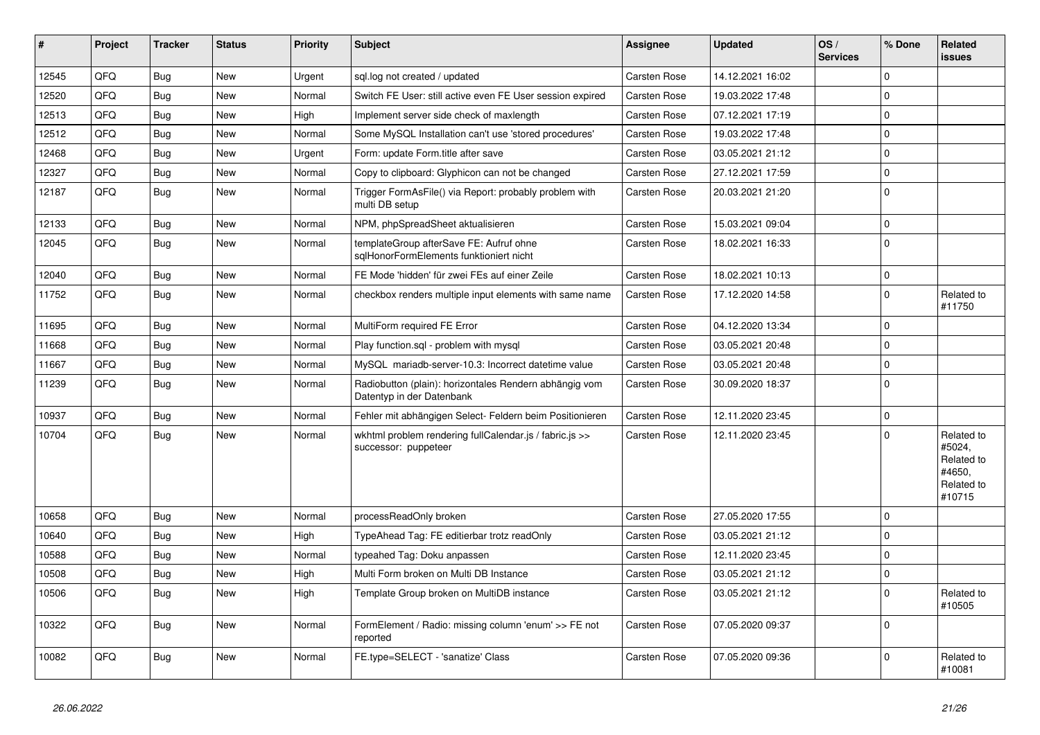| # | Project | Tracker | Status | Priority | Subject | Assignee | Updated | OS / Services | % Done | Related issues |
|---|---|---|---|---|---|---|---|---|---|---|
| 12545 | QFQ | Bug | New | Urgent | sql.log not created / updated | Carsten Rose | 14.12.2021 16:02 | | 0 | |
| 12520 | QFQ | Bug | New | Normal | Switch FE User: still active even FE User session expired | Carsten Rose | 19.03.2022 17:48 | | 0 | |
| 12513 | QFQ | Bug | New | High | Implement server side check of maxlength | Carsten Rose | 07.12.2021 17:19 | | 0 | |
| 12512 | QFQ | Bug | New | Normal | Some MySQL Installation can't use 'stored procedures' | Carsten Rose | 19.03.2022 17:48 | | 0 | |
| 12468 | QFQ | Bug | New | Urgent | Form: update Form.title after save | Carsten Rose | 03.05.2021 21:12 | | 0 | |
| 12327 | QFQ | Bug | New | Normal | Copy to clipboard: Glyphicon can not be changed | Carsten Rose | 27.12.2021 17:59 | | 0 | |
| 12187 | QFQ | Bug | New | Normal | Trigger FormAsFile() via Report: probably problem with multi DB setup | Carsten Rose | 20.03.2021 21:20 | | 0 | |
| 12133 | QFQ | Bug | New | Normal | NPM, phpSpreadSheet aktualisieren | Carsten Rose | 15.03.2021 09:04 | | 0 | |
| 12045 | QFQ | Bug | New | Normal | templateGroup afterSave FE: Aufruf ohne sqlHonorFormElements funktioniert nicht | Carsten Rose | 18.02.2021 16:33 | | 0 | |
| 12040 | QFQ | Bug | New | Normal | FE Mode 'hidden' für zwei FEs auf einer Zeile | Carsten Rose | 18.02.2021 10:13 | | 0 | |
| 11752 | QFQ | Bug | New | Normal | checkbox renders multiple input elements with same name | Carsten Rose | 17.12.2020 14:58 | | 0 | Related to #11750 |
| 11695 | QFQ | Bug | New | Normal | MultiForm required FE Error | Carsten Rose | 04.12.2020 13:34 | | 0 | |
| 11668 | QFQ | Bug | New | Normal | Play function.sql - problem with mysql | Carsten Rose | 03.05.2021 20:48 | | 0 | |
| 11667 | QFQ | Bug | New | Normal | MySQL mariadb-server-10.3: Incorrect datetime value | Carsten Rose | 03.05.2021 20:48 | | 0 | |
| 11239 | QFQ | Bug | New | Normal | Radiobutton (plain): horizontales Rendern abhängig vom Datentyp in der Datenbank | Carsten Rose | 30.09.2020 18:37 | | 0 | |
| 10937 | QFQ | Bug | New | Normal | Fehler mit abhängigen Select- Feldern beim Positionieren | Carsten Rose | 12.11.2020 23:45 | | 0 | |
| 10704 | QFQ | Bug | New | Normal | wkhtml problem rendering fullCalendar.js / fabric.js >> successor: puppeteer | Carsten Rose | 12.11.2020 23:45 | | 0 | Related to #5024, Related to #4650, Related to #10715 |
| 10658 | QFQ | Bug | New | Normal | processReadOnly broken | Carsten Rose | 27.05.2020 17:55 | | 0 | |
| 10640 | QFQ | Bug | New | High | TypeAhead Tag: FE editierbar trotz readOnly | Carsten Rose | 03.05.2021 21:12 | | 0 | |
| 10588 | QFQ | Bug | New | Normal | typeahed Tag: Doku anpassen | Carsten Rose | 12.11.2020 23:45 | | 0 | |
| 10508 | QFQ | Bug | New | High | Multi Form broken on Multi DB Instance | Carsten Rose | 03.05.2021 21:12 | | 0 | |
| 10506 | QFQ | Bug | New | High | Template Group broken on MultiDB instance | Carsten Rose | 03.05.2021 21:12 | | 0 | Related to #10505 |
| 10322 | QFQ | Bug | New | Normal | FormElement / Radio: missing column 'enum' >> FE not reported | Carsten Rose | 07.05.2020 09:37 | | 0 | |
| 10082 | QFQ | Bug | New | Normal | FE.type=SELECT - 'sanatize' Class | Carsten Rose | 07.05.2020 09:36 | | 0 | Related to #10081 |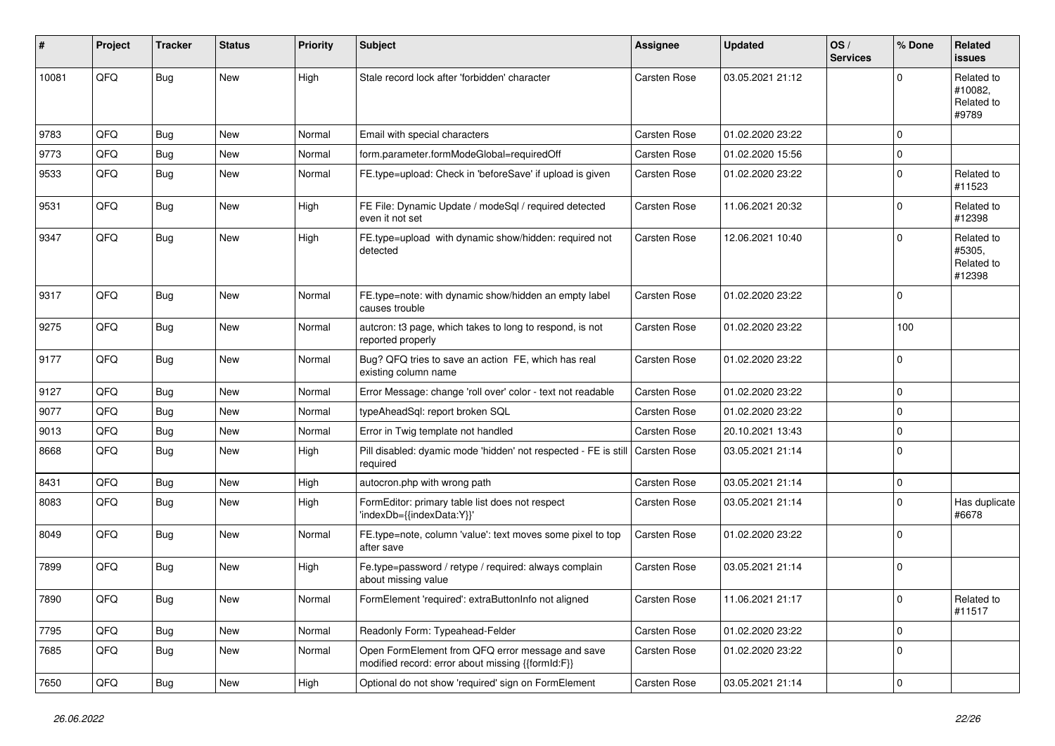| # | Project | Tracker | Status | Priority | Subject | Assignee | Updated | OS / Services | % Done | Related issues |
|---|---|---|---|---|---|---|---|---|---|---|
| 10081 | QFQ | Bug | New | High | Stale record lock after 'forbidden' character | Carsten Rose | 03.05.2021 21:12 | | 0 | Related to #10082, Related to #9789 |
| 9783 | QFQ | Bug | New | Normal | Email with special characters | Carsten Rose | 01.02.2020 23:22 | | 0 | |
| 9773 | QFQ | Bug | New | Normal | form.parameter.formModeGlobal=requiredOff | Carsten Rose | 01.02.2020 15:56 | | 0 | |
| 9533 | QFQ | Bug | New | Normal | FE.type=upload: Check in 'beforeSave' if upload is given | Carsten Rose | 01.02.2020 23:22 | | 0 | Related to #11523 |
| 9531 | QFQ | Bug | New | High | FE File: Dynamic Update / modeSql / required detected even it not set | Carsten Rose | 11.06.2021 20:32 | | 0 | Related to #12398 |
| 9347 | QFQ | Bug | New | High | FE.type=upload with dynamic show/hidden: required not detected | Carsten Rose | 12.06.2021 10:40 | | 0 | Related to #5305, Related to #12398 |
| 9317 | QFQ | Bug | New | Normal | FE.type=note: with dynamic show/hidden an empty label causes trouble | Carsten Rose | 01.02.2020 23:22 | | 0 | |
| 9275 | QFQ | Bug | New | Normal | autcron: t3 page, which takes to long to respond, is not reported properly | Carsten Rose | 01.02.2020 23:22 | | 100 | |
| 9177 | QFQ | Bug | New | Normal | Bug? QFQ tries to save an action FE, which has real existing column name | Carsten Rose | 01.02.2020 23:22 | | 0 | |
| 9127 | QFQ | Bug | New | Normal | Error Message: change 'roll over' color - text not readable | Carsten Rose | 01.02.2020 23:22 | | 0 | |
| 9077 | QFQ | Bug | New | Normal | typeAheadSql: report broken SQL | Carsten Rose | 01.02.2020 23:22 | | 0 | |
| 9013 | QFQ | Bug | New | Normal | Error in Twig template not handled | Carsten Rose | 20.10.2021 13:43 | | 0 | |
| 8668 | QFQ | Bug | New | High | Pill disabled: dyamic mode 'hidden' not respected - FE is still required | Carsten Rose | 03.05.2021 21:14 | | 0 | |
| 8431 | QFQ | Bug | New | High | autocron.php with wrong path | Carsten Rose | 03.05.2021 21:14 | | 0 | |
| 8083 | QFQ | Bug | New | High | FormEditor: primary table list does not respect 'indexDb={{indexData:Y}}' | Carsten Rose | 03.05.2021 21:14 | | 0 | Has duplicate #6678 |
| 8049 | QFQ | Bug | New | Normal | FE.type=note, column 'value': text moves some pixel to top after save | Carsten Rose | 01.02.2020 23:22 | | 0 | |
| 7899 | QFQ | Bug | New | High | Fe.type=password / retype / required: always complain about missing value | Carsten Rose | 03.05.2021 21:14 | | 0 | |
| 7890 | QFQ | Bug | New | Normal | FormElement 'required': extraButtonInfo not aligned | Carsten Rose | 11.06.2021 21:17 | | 0 | Related to #11517 |
| 7795 | QFQ | Bug | New | Normal | Readonly Form: Typeahead-Felder | Carsten Rose | 01.02.2020 23:22 | | 0 | |
| 7685 | QFQ | Bug | New | Normal | Open FormElement from QFQ error message and save modified record: error about missing {{formId:F}} | Carsten Rose | 01.02.2020 23:22 | | 0 | |
| 7650 | QFQ | Bug | New | High | Optional do not show 'required' sign on FormElement | Carsten Rose | 03.05.2021 21:14 | | 0 | |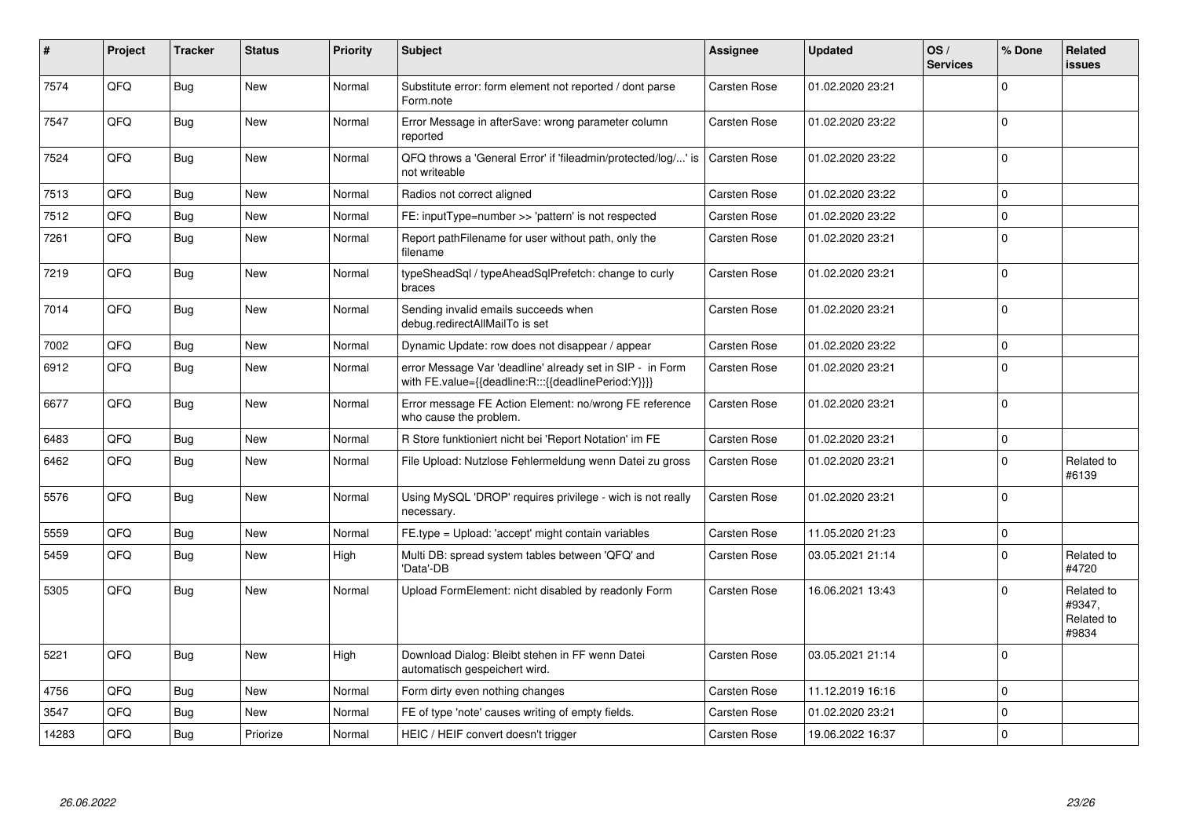| # | Project | Tracker | Status | Priority | Subject | Assignee | Updated | OS / Services | % Done | Related issues |
|---|---|---|---|---|---|---|---|---|---|---|
| 7574 | QFQ | Bug | New | Normal | Substitute error: form element not reported / dont parse Form.note | Carsten Rose | 01.02.2020 23:21 | | 0 | |
| 7547 | QFQ | Bug | New | Normal | Error Message in afterSave: wrong parameter column reported | Carsten Rose | 01.02.2020 23:22 | | 0 | |
| 7524 | QFQ | Bug | New | Normal | QFQ throws a 'General Error' if 'fileadmin/protected/log/...' is not writeable | Carsten Rose | 01.02.2020 23:22 | | 0 | |
| 7513 | QFQ | Bug | New | Normal | Radios not correct aligned | Carsten Rose | 01.02.2020 23:22 | | 0 | |
| 7512 | QFQ | Bug | New | Normal | FE: inputType=number >> 'pattern' is not respected | Carsten Rose | 01.02.2020 23:22 | | 0 | |
| 7261 | QFQ | Bug | New | Normal | Report pathFilename for user without path, only the filename | Carsten Rose | 01.02.2020 23:21 | | 0 | |
| 7219 | QFQ | Bug | New | Normal | typeSheadSql / typeAheadSqlPrefetch: change to curly braces | Carsten Rose | 01.02.2020 23:21 | | 0 | |
| 7014 | QFQ | Bug | New | Normal | Sending invalid emails succeeds when debug.redirectAllMailTo is set | Carsten Rose | 01.02.2020 23:21 | | 0 | |
| 7002 | QFQ | Bug | New | Normal | Dynamic Update: row does not disappear / appear | Carsten Rose | 01.02.2020 23:22 | | 0 | |
| 6912 | QFQ | Bug | New | Normal | error Message Var 'deadline' already set in SIP - in Form with FE.value={{deadline:R:::{{deadlinePeriod:Y}}}} | Carsten Rose | 01.02.2020 23:21 | | 0 | |
| 6677 | QFQ | Bug | New | Normal | Error message FE Action Element: no/wrong FE reference who cause the problem. | Carsten Rose | 01.02.2020 23:21 | | 0 | |
| 6483 | QFQ | Bug | New | Normal | R Store funktioniert nicht bei 'Report Notation' im FE | Carsten Rose | 01.02.2020 23:21 | | 0 | |
| 6462 | QFQ | Bug | New | Normal | File Upload: Nutzlose Fehlermeldung wenn Datei zu gross | Carsten Rose | 01.02.2020 23:21 | | 0 | Related to #6139 |
| 5576 | QFQ | Bug | New | Normal | Using MySQL 'DROP' requires privilege - wich is not really necessary. | Carsten Rose | 01.02.2020 23:21 | | 0 | |
| 5559 | QFQ | Bug | New | Normal | FE.type = Upload: 'accept' might contain variables | Carsten Rose | 11.05.2020 21:23 | | 0 | |
| 5459 | QFQ | Bug | New | High | Multi DB: spread system tables between 'QFQ' and 'Data'-DB | Carsten Rose | 03.05.2021 21:14 | | 0 | Related to #4720 |
| 5305 | QFQ | Bug | New | Normal | Upload FormElement: nicht disabled by readonly Form | Carsten Rose | 16.06.2021 13:43 | | 0 | Related to #9347, Related to #9834 |
| 5221 | QFQ | Bug | New | High | Download Dialog: Bleibt stehen in FF wenn Datei automatisch gespeichert wird. | Carsten Rose | 03.05.2021 21:14 | | 0 | |
| 4756 | QFQ | Bug | New | Normal | Form dirty even nothing changes | Carsten Rose | 11.12.2019 16:16 | | 0 | |
| 3547 | QFQ | Bug | New | Normal | FE of type 'note' causes writing of empty fields. | Carsten Rose | 01.02.2020 23:21 | | 0 | |
| 14283 | QFQ | Bug | Priorize | Normal | HEIC / HEIF convert doesn't trigger | Carsten Rose | 19.06.2022 16:37 | | 0 | |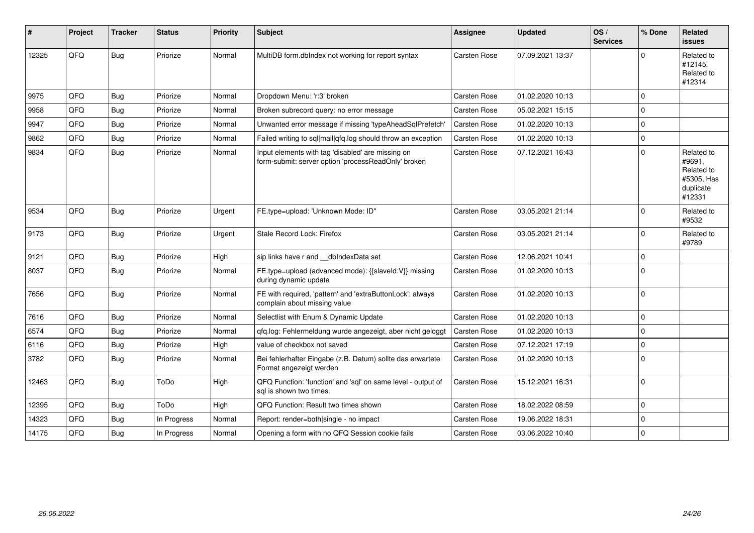| # | Project | Tracker | Status | Priority | Subject | Assignee | Updated | OS / Services | % Done | Related issues |
|---|---|---|---|---|---|---|---|---|---|---|
| 12325 | QFQ | Bug | Priorize | Normal | MultiDB form.dbIndex not working for report syntax | Carsten Rose | 07.09.2021 13:37 | | 0 | Related to #12145, Related to #12314 |
| 9975 | QFQ | Bug | Priorize | Normal | Dropdown Menu: 'r:3' broken | Carsten Rose | 01.02.2020 10:13 | | 0 | |
| 9958 | QFQ | Bug | Priorize | Normal | Broken subrecord query: no error message | Carsten Rose | 05.02.2021 15:15 | | 0 | |
| 9947 | QFQ | Bug | Priorize | Normal | Unwanted error message if missing 'typeAheadSqlPrefetch' | Carsten Rose | 01.02.2020 10:13 | | 0 | |
| 9862 | QFQ | Bug | Priorize | Normal | Failed writing to sql|mail|qfq.log should throw an exception | Carsten Rose | 01.02.2020 10:13 | | 0 | |
| 9834 | QFQ | Bug | Priorize | Normal | Input elements with tag 'disabled' are missing on form-submit: server option 'processReadOnly' broken | Carsten Rose | 07.12.2021 16:43 | | 0 | Related to #9691, Related to #5305, Has duplicate #12331 |
| 9534 | QFQ | Bug | Priorize | Urgent | FE.type=upload: 'Unknown Mode: ID" | Carsten Rose | 03.05.2021 21:14 | | 0 | Related to #9532 |
| 9173 | QFQ | Bug | Priorize | Urgent | Stale Record Lock: Firefox | Carsten Rose | 03.05.2021 21:14 | | 0 | Related to #9789 |
| 9121 | QFQ | Bug | Priorize | High | sip links have r and __dbIndexData set | Carsten Rose | 12.06.2021 10:41 | | 0 | |
| 8037 | QFQ | Bug | Priorize | Normal | FE.type=upload (advanced mode): {{slaveId:V}} missing during dynamic update | Carsten Rose | 01.02.2020 10:13 | | 0 | |
| 7656 | QFQ | Bug | Priorize | Normal | FE with required, 'pattern' and 'extraButtonLock': always complain about missing value | Carsten Rose | 01.02.2020 10:13 | | 0 | |
| 7616 | QFQ | Bug | Priorize | Normal | Selectlist with Enum & Dynamic Update | Carsten Rose | 01.02.2020 10:13 | | 0 | |
| 6574 | QFQ | Bug | Priorize | Normal | qfq.log: Fehlermeldung wurde angezeigt, aber nicht geloggt | Carsten Rose | 01.02.2020 10:13 | | 0 | |
| 6116 | QFQ | Bug | Priorize | High | value of checkbox not saved | Carsten Rose | 07.12.2021 17:19 | | 0 | |
| 3782 | QFQ | Bug | Priorize | Normal | Bei fehlerhafter Eingabe (z.B. Datum) sollte das erwartete Format angezeigt werden | Carsten Rose | 01.02.2020 10:13 | | 0 | |
| 12463 | QFQ | Bug | ToDo | High | QFQ Function: 'function' and 'sql' on same level - output of sql is shown two times. | Carsten Rose | 15.12.2021 16:31 | | 0 | |
| 12395 | QFQ | Bug | ToDo | High | QFQ Function: Result two times shown | Carsten Rose | 18.02.2022 08:59 | | 0 | |
| 14323 | QFQ | Bug | In Progress | Normal | Report: render=both|single - no impact | Carsten Rose | 19.06.2022 18:31 | | 0 | |
| 14175 | QFQ | Bug | In Progress | Normal | Opening a form with no QFQ Session cookie fails | Carsten Rose | 03.06.2022 10:40 | | 0 | |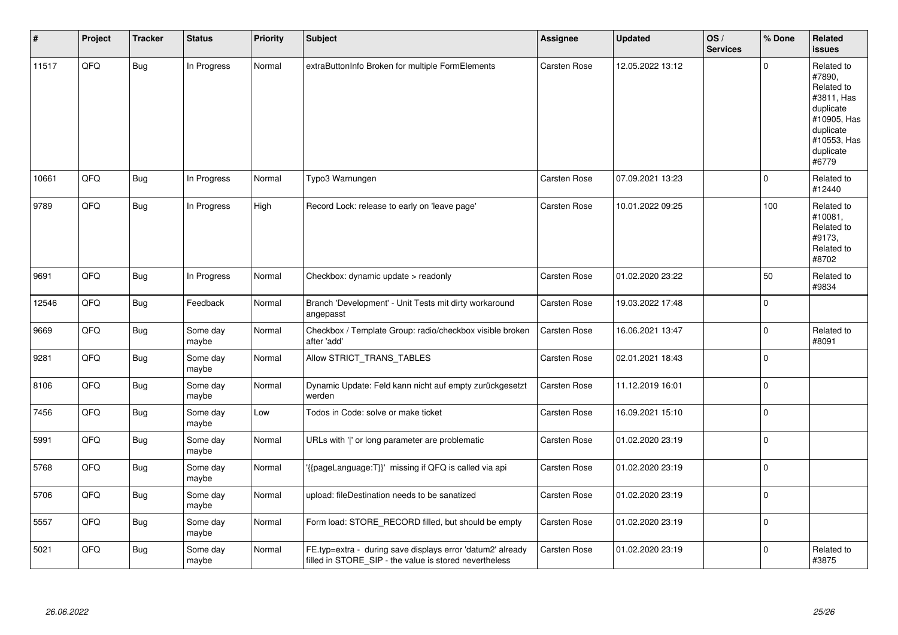| # | Project | Tracker | Status | Priority | Subject | Assignee | Updated | OS / Services | % Done | Related issues |
|---|---|---|---|---|---|---|---|---|---|---|
| 11517 | QFQ | Bug | In Progress | Normal | extraButtonInfo Broken for multiple FormElements | Carsten Rose | 12.05.2022 13:12 | | 0 | Related to #7890, Related to #3811, Has duplicate #10905, Has duplicate #10553, Has duplicate #6779 |
| 10661 | QFQ | Bug | In Progress | Normal | Typo3 Warnungen | Carsten Rose | 07.09.2021 13:23 | | 0 | Related to #12440 |
| 9789 | QFQ | Bug | In Progress | High | Record Lock: release to early on 'leave page' | Carsten Rose | 10.01.2022 09:25 | | 100 | Related to #10081, Related to #9173, Related to #8702 |
| 9691 | QFQ | Bug | In Progress | Normal | Checkbox: dynamic update > readonly | Carsten Rose | 01.02.2020 23:22 | | 50 | Related to #9834 |
| 12546 | QFQ | Bug | Feedback | Normal | Branch 'Development' - Unit Tests mit dirty workaround angepasst | Carsten Rose | 19.03.2022 17:48 | | 0 | |
| 9669 | QFQ | Bug | Some day maybe | Normal | Checkbox / Template Group: radio/checkbox visible broken after 'add' | Carsten Rose | 16.06.2021 13:47 | | 0 | Related to #8091 |
| 9281 | QFQ | Bug | Some day maybe | Normal | Allow STRICT_TRANS_TABLES | Carsten Rose | 02.01.2021 18:43 | | 0 | |
| 8106 | QFQ | Bug | Some day maybe | Normal | Dynamic Update: Feld kann nicht auf empty zurückgesetzt werden | Carsten Rose | 11.12.2019 16:01 | | 0 | |
| 7456 | QFQ | Bug | Some day maybe | Low | Todos in Code: solve or make ticket | Carsten Rose | 16.09.2021 15:10 | | 0 | |
| 5991 | QFQ | Bug | Some day maybe | Normal | URLs with ' ' or long parameter are problematic | Carsten Rose | 01.02.2020 23:19 | | 0 | |
| 5768 | QFQ | Bug | Some day maybe | Normal | '{{pageLanguage:T}}' missing if QFQ is called via api | Carsten Rose | 01.02.2020 23:19 | | 0 | |
| 5706 | QFQ | Bug | Some day maybe | Normal | upload: fileDestination needs to be sanatized | Carsten Rose | 01.02.2020 23:19 | | 0 | |
| 5557 | QFQ | Bug | Some day maybe | Normal | Form load: STORE_RECORD filled, but should be empty | Carsten Rose | 01.02.2020 23:19 | | 0 | |
| 5021 | QFQ | Bug | Some day maybe | Normal | FE.typ=extra - during save displays error 'datum2' already filled in STORE_SIP - the value is stored nevertheless | Carsten Rose | 01.02.2020 23:19 | | 0 | Related to #3875 |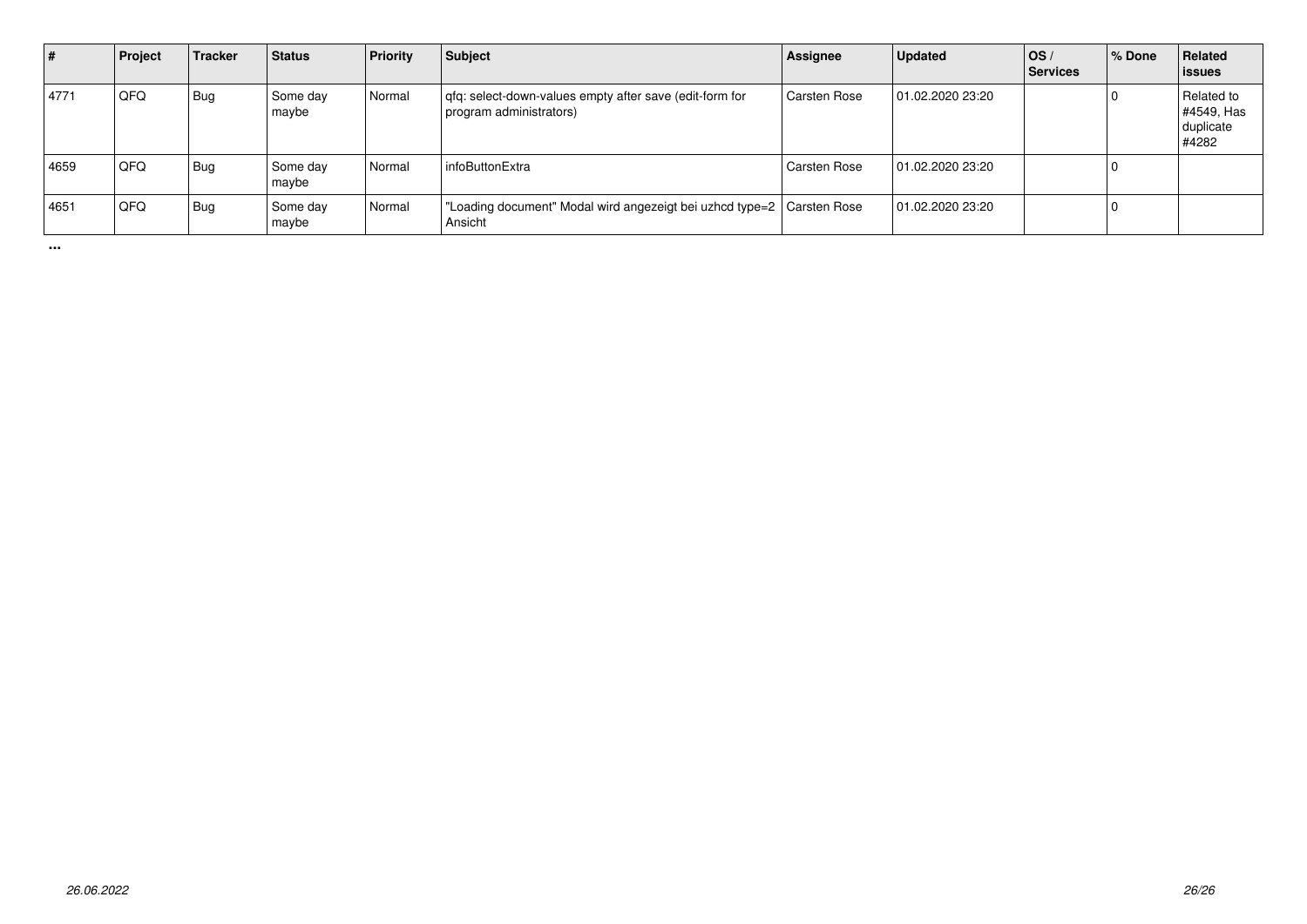| # | Project | Tracker | Status | Priority | Subject | Assignee | Updated | OS / Services | % Done | Related issues |
| --- | --- | --- | --- | --- | --- | --- | --- | --- | --- | --- |
| 4771 | QFQ | Bug | Some day maybe | Normal | qfq: select-down-values empty after save (edit-form for program administrators) | Carsten Rose | 01.02.2020 23:20 | | 0 | Related to #4549, Has duplicate #4282 |
| 4659 | QFQ | Bug | Some day maybe | Normal | infoButtonExtra | Carsten Rose | 01.02.2020 23:20 | | 0 | |
| 4651 | QFQ | Bug | Some day maybe | Normal | "Loading document" Modal wird angezeigt bei uzhcd type=2 Ansicht | Carsten Rose | 01.02.2020 23:20 | | 0 | |

**...**

*26.06.2022*